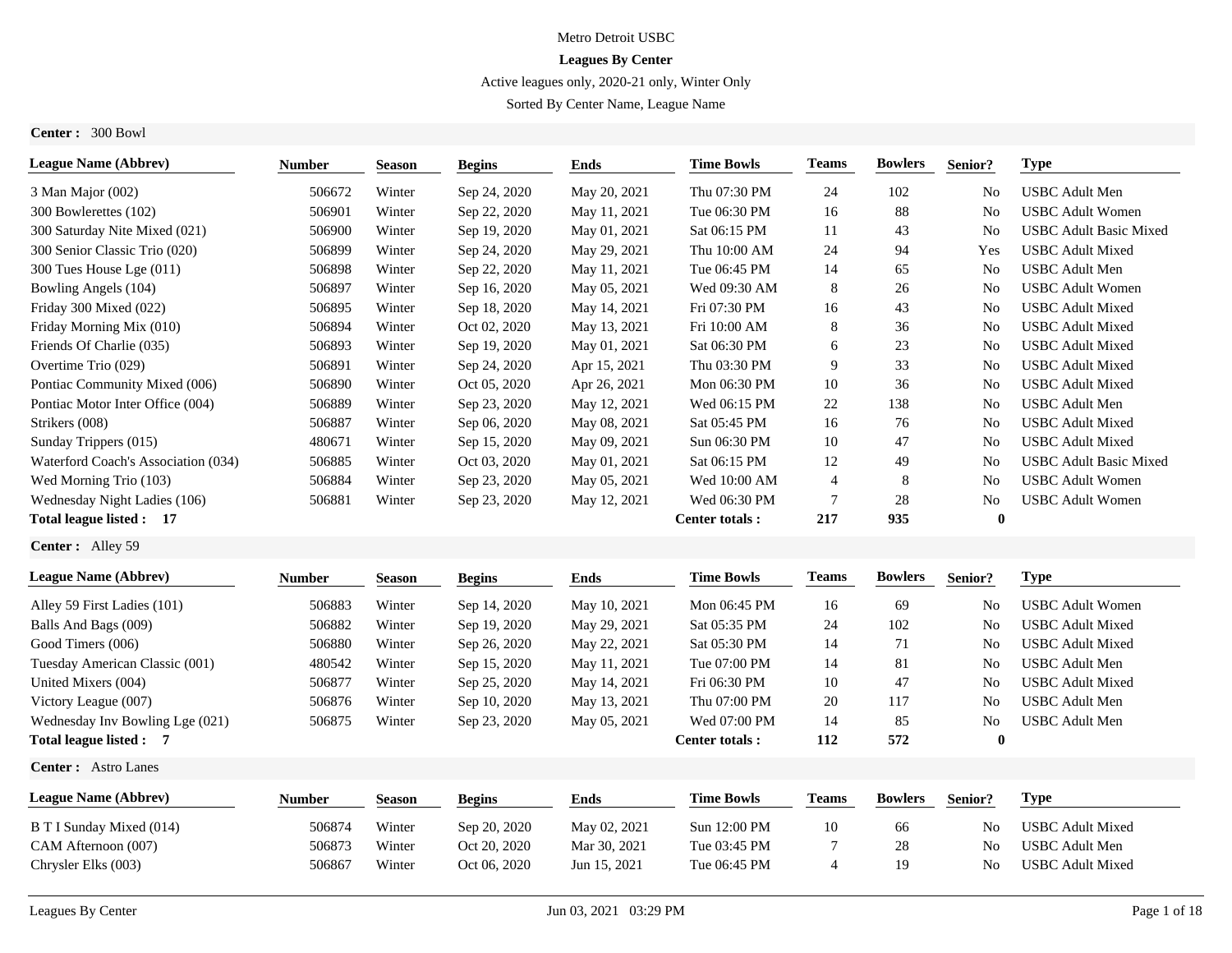# Metro Detroit USBC

## Leagues By Center

Active leagues only, 2020-21 only, Winter Only

Sorted By Center Name, League Name

**Center :** 300 Bowl

| League Name (Abbrev) | Number | Season | Begins | Ends | Time Bowls | Teams | Bowlers | Senior? | Type |
|---|---|---|---|---|---|---|---|---|---|
| 3 Man Major (002) | 506672 | Winter | Sep 24, 2020 | May 20, 2021 | Thu 07:30 PM | 24 | 102 | No | USBC Adult Men |
| 300 Bowlerettes (102) | 506901 | Winter | Sep 22, 2020 | May 11, 2021 | Tue 06:30 PM | 16 | 88 | No | USBC Adult Women |
| 300 Saturday Nite Mixed (021) | 506900 | Winter | Sep 19, 2020 | May 01, 2021 | Sat 06:15 PM | 11 | 43 | No | USBC Adult Basic Mixed |
| 300 Senior Classic Trio (020) | 506899 | Winter | Sep 24, 2020 | May 29, 2021 | Thu 10:00 AM | 24 | 94 | Yes | USBC Adult Mixed |
| 300 Tues House Lge (011) | 506898 | Winter | Sep 22, 2020 | May 11, 2021 | Tue 06:45 PM | 14 | 65 | No | USBC Adult Men |
| Bowling Angels (104) | 506897 | Winter | Sep 16, 2020 | May 05, 2021 | Wed 09:30 AM | 8 | 26 | No | USBC Adult Women |
| Friday 300 Mixed (022) | 506895 | Winter | Sep 18, 2020 | May 14, 2021 | Fri 07:30 PM | 16 | 43 | No | USBC Adult Mixed |
| Friday Morning Mix (010) | 506894 | Winter | Oct 02, 2020 | May 13, 2021 | Fri 10:00 AM | 8 | 36 | No | USBC Adult Mixed |
| Friends Of Charlie (035) | 506893 | Winter | Sep 19, 2020 | May 01, 2021 | Sat 06:30 PM | 6 | 23 | No | USBC Adult Mixed |
| Overtime Trio (029) | 506891 | Winter | Sep 24, 2020 | Apr 15, 2021 | Thu 03:30 PM | 9 | 33 | No | USBC Adult Mixed |
| Pontiac Community Mixed (006) | 506890 | Winter | Oct 05, 2020 | Apr 26, 2021 | Mon 06:30 PM | 10 | 36 | No | USBC Adult Mixed |
| Pontiac Motor Inter Office (004) | 506889 | Winter | Sep 23, 2020 | May 12, 2021 | Wed 06:15 PM | 22 | 138 | No | USBC Adult Men |
| Strikers (008) | 506887 | Winter | Sep 06, 2020 | May 08, 2021 | Sat 05:45 PM | 16 | 76 | No | USBC Adult Mixed |
| Sunday Trippers (015) | 480671 | Winter | Sep 15, 2020 | May 09, 2021 | Sun 06:30 PM | 10 | 47 | No | USBC Adult Mixed |
| Waterford Coach's Association (034) | 506885 | Winter | Oct 03, 2020 | May 01, 2021 | Sat 06:15 PM | 12 | 49 | No | USBC Adult Basic Mixed |
| Wed Morning Trio (103) | 506884 | Winter | Sep 23, 2020 | May 05, 2021 | Wed 10:00 AM | 4 | 8 | No | USBC Adult Women |
| Wednesday Night Ladies (106) | 506881 | Winter | Sep 23, 2020 | May 12, 2021 | Wed 06:30 PM | 7 | 28 | No | USBC Adult Women |
| **Total league listed : 17** | | | | | **Center totals :** | **217** | **935** | **0** | |

**Center :** Alley 59

| League Name (Abbrev) | Number | Season | Begins | Ends | Time Bowls | Teams | Bowlers | Senior? | Type |
|---|---|---|---|---|---|---|---|---|---|
| Alley 59 First Ladies (101) | 506883 | Winter | Sep 14, 2020 | May 10, 2021 | Mon 06:45 PM | 16 | 69 | No | USBC Adult Women |
| Balls And Bags (009) | 506882 | Winter | Sep 19, 2020 | May 29, 2021 | Sat 05:35 PM | 24 | 102 | No | USBC Adult Mixed |
| Good Timers (006) | 506880 | Winter | Sep 26, 2020 | May 22, 2021 | Sat 05:30 PM | 14 | 71 | No | USBC Adult Mixed |
| Tuesday American Classic (001) | 480542 | Winter | Sep 15, 2020 | May 11, 2021 | Tue 07:00 PM | 14 | 81 | No | USBC Adult Men |
| United Mixers (004) | 506877 | Winter | Sep 25, 2020 | May 14, 2021 | Fri 06:30 PM | 10 | 47 | No | USBC Adult Mixed |
| Victory League (007) | 506876 | Winter | Sep 10, 2020 | May 13, 2021 | Thu 07:00 PM | 20 | 117 | No | USBC Adult Men |
| Wednesday Inv Bowling Lge (021) | 506875 | Winter | Sep 23, 2020 | May 05, 2021 | Wed 07:00 PM | 14 | 85 | No | USBC Adult Men |
| **Total league listed : 7** | | | | | **Center totals :** | **112** | **572** | **0** | |

**Center :** Astro Lanes

| League Name (Abbrev) | Number | Season | Begins | Ends | Time Bowls | Teams | Bowlers | Senior? | Type |
|---|---|---|---|---|---|---|---|---|---|
| B T I Sunday Mixed (014) | 506874 | Winter | Sep 20, 2020 | May 02, 2021 | Sun 12:00 PM | 10 | 66 | No | USBC Adult Mixed |
| CAM Afternoon (007) | 506873 | Winter | Oct 20, 2020 | Mar 30, 2021 | Tue 03:45 PM | 7 | 28 | No | USBC Adult Men |
| Chrysler Elks (003) | 506867 | Winter | Oct 06, 2020 | Jun 15, 2021 | Tue 06:45 PM | 4 | 19 | No | USBC Adult Mixed |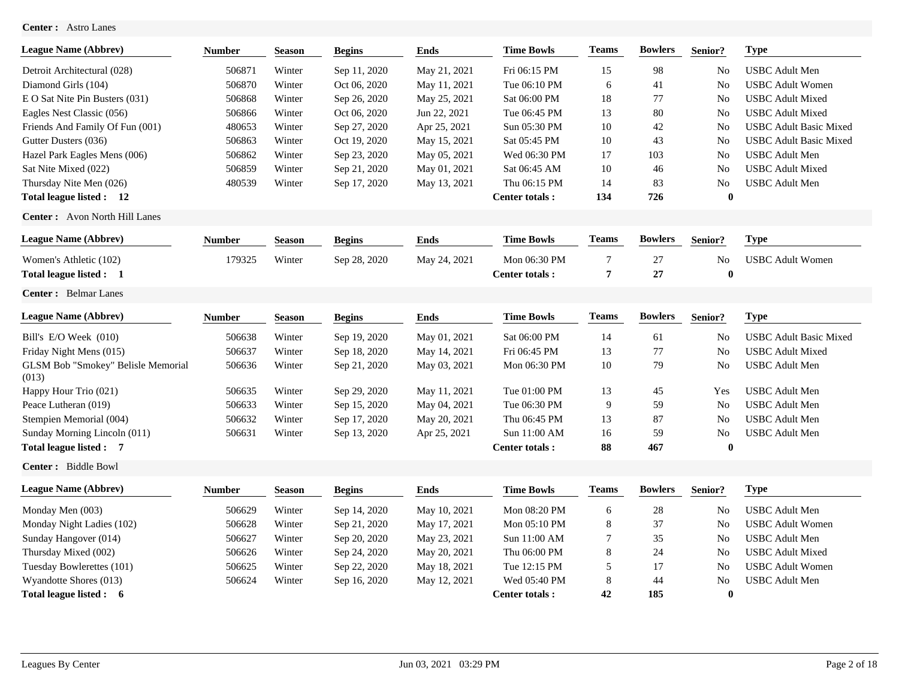**Center :** Astro Lanes

| League Name (Abbrev) | Number | Season | Begins | Ends | Time Bowls | Teams | Bowlers | Senior? | Type |
|---|---|---|---|---|---|---|---|---|---|
| Detroit Architectural (028) | 506871 | Winter | Sep 11, 2020 | May 21, 2021 | Fri 06:15 PM | 15 | 98 | No | USBC Adult Men |
| Diamond Girls (104) | 506870 | Winter | Oct 06, 2020 | May 11, 2021 | Tue 06:10 PM | 6 | 41 | No | USBC Adult Women |
| E O Sat Nite Pin Busters (031) | 506868 | Winter | Sep 26, 2020 | May 25, 2021 | Sat 06:00 PM | 18 | 77 | No | USBC Adult Mixed |
| Eagles Nest Classic (056) | 506866 | Winter | Oct 06, 2020 | Jun 22, 2021 | Tue 06:45 PM | 13 | 80 | No | USBC Adult Mixed |
| Friends And Family Of Fun (001) | 480653 | Winter | Sep 27, 2020 | Apr 25, 2021 | Sun 05:30 PM | 10 | 42 | No | USBC Adult Basic Mixed |
| Gutter Dusters (036) | 506863 | Winter | Oct 19, 2020 | May 15, 2021 | Sat 05:45 PM | 10 | 43 | No | USBC Adult Basic Mixed |
| Hazel Park Eagles Mens (006) | 506862 | Winter | Sep 23, 2020 | May 05, 2021 | Wed 06:30 PM | 17 | 103 | No | USBC Adult Men |
| Sat Nite Mixed (022) | 506859 | Winter | Sep 21, 2020 | May 01, 2021 | Sat 06:45 AM | 10 | 46 | No | USBC Adult Mixed |
| Thursday Nite Men (026) | 480539 | Winter | Sep 17, 2020 | May 13, 2021 | Thu 06:15 PM | 14 | 83 | No | USBC Adult Men |
| **Total league listed : 12** | | | | | **Center totals :** | **134** | **726** | **0** | |

**Center :** Avon North Hill Lanes

| League Name (Abbrev) | Number | Season | Begins | Ends | Time Bowls | Teams | Bowlers | Senior? | Type |
|---|---|---|---|---|---|---|---|---|---|
| Women's Athletic (102) | 179325 | Winter | Sep 28, 2020 | May 24, 2021 | Mon 06:30 PM | 7 | 27 | No | USBC Adult Women |
| **Total league listed : 1** | | | | | **Center totals :** | **7** | **27** | **0** | |

**Center :** Belmar Lanes

| League Name (Abbrev) | Number | Season | Begins | Ends | Time Bowls | Teams | Bowlers | Senior? | Type |
|---|---|---|---|---|---|---|---|---|---|
| Bill's E/O Week (010) | 506638 | Winter | Sep 19, 2020 | May 01, 2021 | Sat 06:00 PM | 14 | 61 | No | USBC Adult Basic Mixed |
| Friday Night Mens (015) | 506637 | Winter | Sep 18, 2020 | May 14, 2021 | Fri 06:45 PM | 13 | 77 | No | USBC Adult Mixed |
| GLSM Bob "Smokey" Belisle Memorial (013) | 506636 | Winter | Sep 21, 2020 | May 03, 2021 | Mon 06:30 PM | 10 | 79 | No | USBC Adult Men |
| Happy Hour Trio (021) | 506635 | Winter | Sep 29, 2020 | May 11, 2021 | Tue 01:00 PM | 13 | 45 | Yes | USBC Adult Men |
| Peace Lutheran (019) | 506633 | Winter | Sep 15, 2020 | May 04, 2021 | Tue 06:30 PM | 9 | 59 | No | USBC Adult Men |
| Stempien Memorial (004) | 506632 | Winter | Sep 17, 2020 | May 20, 2021 | Thu 06:45 PM | 13 | 87 | No | USBC Adult Men |
| Sunday Morning Lincoln (011) | 506631 | Winter | Sep 13, 2020 | Apr 25, 2021 | Sun 11:00 AM | 16 | 59 | No | USBC Adult Men |
| **Total league listed : 7** | | | | | **Center totals :** | **88** | **467** | **0** | |

**Center :** Biddle Bowl

| League Name (Abbrev) | Number | Season | Begins | Ends | Time Bowls | Teams | Bowlers | Senior? | Type |
|---|---|---|---|---|---|---|---|---|---|
| Monday Men (003) | 506629 | Winter | Sep 14, 2020 | May 10, 2021 | Mon 08:20 PM | 6 | 28 | No | USBC Adult Men |
| Monday Night Ladies (102) | 506628 | Winter | Sep 21, 2020 | May 17, 2021 | Mon 05:10 PM | 8 | 37 | No | USBC Adult Women |
| Sunday Hangover (014) | 506627 | Winter | Sep 20, 2020 | May 23, 2021 | Sun 11:00 AM | 7 | 35 | No | USBC Adult Men |
| Thursday Mixed (002) | 506626 | Winter | Sep 24, 2020 | May 20, 2021 | Thu 06:00 PM | 8 | 24 | No | USBC Adult Mixed |
| Tuesday Bowlerettes (101) | 506625 | Winter | Sep 22, 2020 | May 18, 2021 | Tue 12:15 PM | 5 | 17 | No | USBC Adult Women |
| Wyandotte Shores (013) | 506624 | Winter | Sep 16, 2020 | May 12, 2021 | Wed 05:40 PM | 8 | 44 | No | USBC Adult Men |
| **Total league listed : 6** | | | | | **Center totals :** | **42** | **185** | **0** | |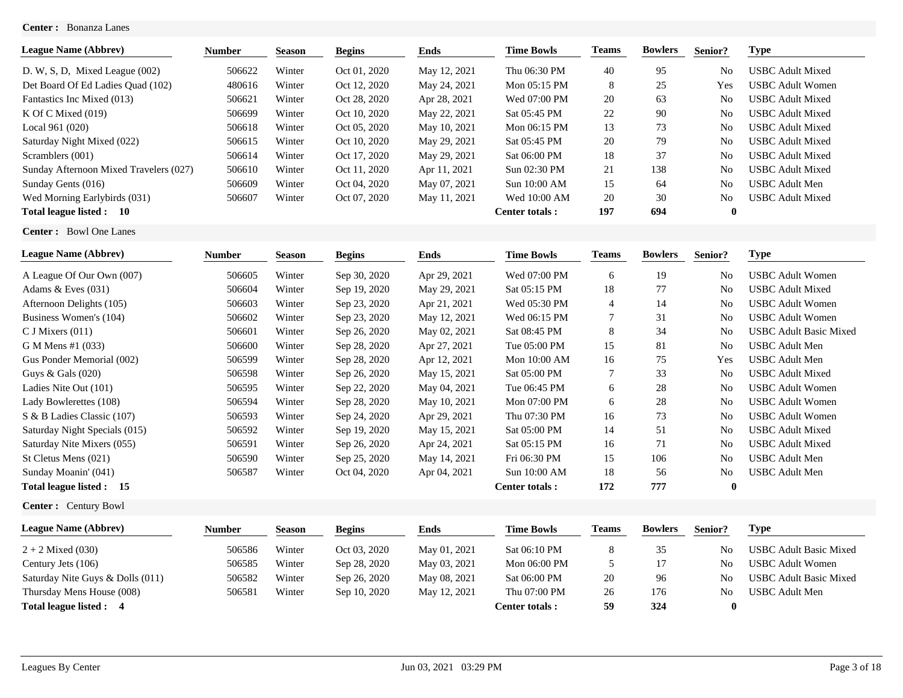**Center :** Bonanza Lanes

| League Name (Abbrev) | Number | Season | Begins | Ends | Time Bowls | Teams | Bowlers | Senior? | Type |
|---|---|---|---|---|---|---|---|---|---|
| D. W, S, D, Mixed League (002) | 506622 | Winter | Oct 01, 2020 | May 12, 2021 | Thu 06:30 PM | 40 | 95 | No | USBC Adult Mixed |
| Det Board Of Ed Ladies Quad (102) | 480616 | Winter | Oct 12, 2020 | May 24, 2021 | Mon 05:15 PM | 8 | 25 | Yes | USBC Adult Women |
| Fantastics Inc Mixed (013) | 506621 | Winter | Oct 28, 2020 | Apr 28, 2021 | Wed 07:00 PM | 20 | 63 | No | USBC Adult Mixed |
| K Of C Mixed (019) | 506699 | Winter | Oct 10, 2020 | May 22, 2021 | Sat 05:45 PM | 22 | 90 | No | USBC Adult Mixed |
| Local 961 (020) | 506618 | Winter | Oct 05, 2020 | May 10, 2021 | Mon 06:15 PM | 13 | 73 | No | USBC Adult Mixed |
| Saturday Night Mixed (022) | 506615 | Winter | Oct 10, 2020 | May 29, 2021 | Sat 05:45 PM | 20 | 79 | No | USBC Adult Mixed |
| Scramblers (001) | 506614 | Winter | Oct 17, 2020 | May 29, 2021 | Sat 06:00 PM | 18 | 37 | No | USBC Adult Mixed |
| Sunday Afternoon Mixed Travelers (027) | 506610 | Winter | Oct 11, 2020 | Apr 11, 2021 | Sun 02:30 PM | 21 | 138 | No | USBC Adult Mixed |
| Sunday Gents (016) | 506609 | Winter | Oct 04, 2020 | May 07, 2021 | Sun 10:00 AM | 15 | 64 | No | USBC Adult Men |
| Wed Morning Earlybirds (031) | 506607 | Winter | Oct 07, 2020 | May 11, 2021 | Wed 10:00 AM | 20 | 30 | No | USBC Adult Mixed |
| **Total league listed : 10** | | | | | **Center totals :** | **197** | **694** | **0** | |

**Center :** Bowl One Lanes

| League Name (Abbrev) | Number | Season | Begins | Ends | Time Bowls | Teams | Bowlers | Senior? | Type |
|---|---|---|---|---|---|---|---|---|---|
| A League Of Our Own (007) | 506605 | Winter | Sep 30, 2020 | Apr 29, 2021 | Wed 07:00 PM | 6 | 19 | No | USBC Adult Women |
| Adams & Eves (031) | 506604 | Winter | Sep 19, 2020 | May 29, 2021 | Sat 05:15 PM | 18 | 77 | No | USBC Adult Mixed |
| Afternoon Delights (105) | 506603 | Winter | Sep 23, 2020 | Apr 21, 2021 | Wed 05:30 PM | 4 | 14 | No | USBC Adult Women |
| Business Women's (104) | 506602 | Winter | Sep 23, 2020 | May 12, 2021 | Wed 06:15 PM | 7 | 31 | No | USBC Adult Women |
| C J Mixers (011) | 506601 | Winter | Sep 26, 2020 | May 02, 2021 | Sat 08:45 PM | 8 | 34 | No | USBC Adult Basic Mixed |
| G M Mens #1 (033) | 506600 | Winter | Sep 28, 2020 | Apr 27, 2021 | Tue 05:00 PM | 15 | 81 | No | USBC Adult Men |
| Gus Ponder Memorial (002) | 506599 | Winter | Sep 28, 2020 | Apr 12, 2021 | Mon 10:00 AM | 16 | 75 | Yes | USBC Adult Men |
| Guys & Gals (020) | 506598 | Winter | Sep 26, 2020 | May 15, 2021 | Sat 05:00 PM | 7 | 33 | No | USBC Adult Mixed |
| Ladies Nite Out (101) | 506595 | Winter | Sep 22, 2020 | May 04, 2021 | Tue 06:45 PM | 6 | 28 | No | USBC Adult Women |
| Lady Bowlerettes (108) | 506594 | Winter | Sep 28, 2020 | May 10, 2021 | Mon 07:00 PM | 6 | 28 | No | USBC Adult Women |
| S & B Ladies Classic (107) | 506593 | Winter | Sep 24, 2020 | Apr 29, 2021 | Thu 07:30 PM | 16 | 73 | No | USBC Adult Women |
| Saturday Night Specials (015) | 506592 | Winter | Sep 19, 2020 | May 15, 2021 | Sat 05:00 PM | 14 | 51 | No | USBC Adult Mixed |
| Saturday Nite Mixers (055) | 506591 | Winter | Sep 26, 2020 | Apr 24, 2021 | Sat 05:15 PM | 16 | 71 | No | USBC Adult Mixed |
| St Cletus Mens (021) | 506590 | Winter | Sep 25, 2020 | May 14, 2021 | Fri 06:30 PM | 15 | 106 | No | USBC Adult Men |
| Sunday Moanin' (041) | 506587 | Winter | Oct 04, 2020 | Apr 04, 2021 | Sun 10:00 AM | 18 | 56 | No | USBC Adult Men |
| **Total league listed : 15** | | | | | **Center totals :** | **172** | **777** | **0** | |

**Center :** Century Bowl

| League Name (Abbrev) | Number | Season | Begins | Ends | Time Bowls | Teams | Bowlers | Senior? | Type |
|---|---|---|---|---|---|---|---|---|---|
| 2 + 2 Mixed (030) | 506586 | Winter | Oct 03, 2020 | May 01, 2021 | Sat 06:10 PM | 8 | 35 | No | USBC Adult Basic Mixed |
| Century Jets (106) | 506585 | Winter | Sep 28, 2020 | May 03, 2021 | Mon 06:00 PM | 5 | 17 | No | USBC Adult Women |
| Saturday Nite Guys & Dolls (011) | 506582 | Winter | Sep 26, 2020 | May 08, 2021 | Sat 06:00 PM | 20 | 96 | No | USBC Adult Basic Mixed |
| Thursday Mens House (008) | 506581 | Winter | Sep 10, 2020 | May 12, 2021 | Thu 07:00 PM | 26 | 176 | No | USBC Adult Men |
| **Total league listed : 4** | | | | | **Center totals :** | **59** | **324** | **0** | |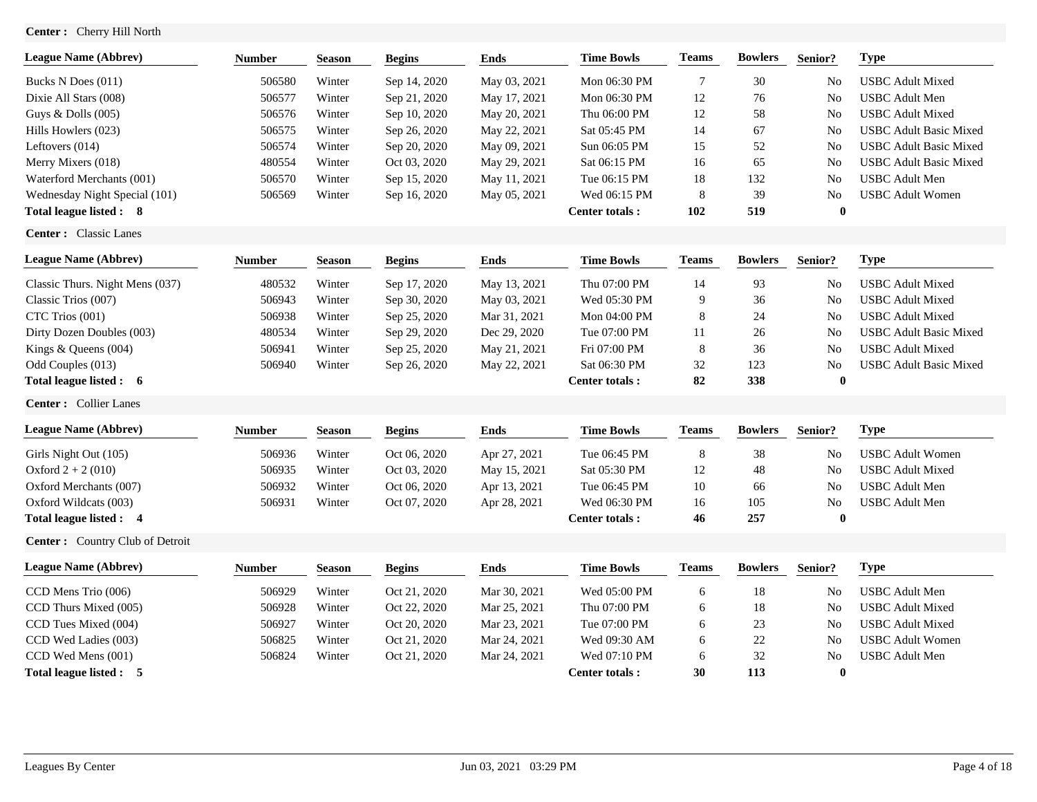**Center :** Cherry Hill North

| League Name (Abbrev) | Number | Season | Begins | Ends | Time Bowls | Teams | Bowlers | Senior? | Type |
|---|---|---|---|---|---|---|---|---|---|
| Bucks N Does (011) | 506580 | Winter | Sep 14, 2020 | May 03, 2021 | Mon 06:30 PM | 7 | 30 | No | USBC Adult Mixed |
| Dixie All Stars (008) | 506577 | Winter | Sep 21, 2020 | May 17, 2021 | Mon 06:30 PM | 12 | 76 | No | USBC Adult Men |
| Guys & Dolls (005) | 506576 | Winter | Sep 10, 2020 | May 20, 2021 | Thu 06:00 PM | 12 | 58 | No | USBC Adult Mixed |
| Hills Howlers (023) | 506575 | Winter | Sep 26, 2020 | May 22, 2021 | Sat 05:45 PM | 14 | 67 | No | USBC Adult Basic Mixed |
| Leftovers (014) | 506574 | Winter | Sep 20, 2020 | May 09, 2021 | Sun 06:05 PM | 15 | 52 | No | USBC Adult Basic Mixed |
| Merry Mixers (018) | 480554 | Winter | Oct 03, 2020 | May 29, 2021 | Sat 06:15 PM | 16 | 65 | No | USBC Adult Basic Mixed |
| Waterford Merchants (001) | 506570 | Winter | Sep 15, 2020 | May 11, 2021 | Tue 06:15 PM | 18 | 132 | No | USBC Adult Men |
| Wednesday Night Special (101) | 506569 | Winter | Sep 16, 2020 | May 05, 2021 | Wed 06:15 PM | 8 | 39 | No | USBC Adult Women |
| **Total league listed : 8** | | | | | **Center totals :** | **102** | **519** | **0** | |

**Center :** Classic Lanes

| League Name (Abbrev) | Number | Season | Begins | Ends | Time Bowls | Teams | Bowlers | Senior? | Type |
|---|---|---|---|---|---|---|---|---|---|
| Classic Thurs. Night Mens (037) | 480532 | Winter | Sep 17, 2020 | May 13, 2021 | Thu 07:00 PM | 14 | 93 | No | USBC Adult Mixed |
| Classic Trios (007) | 506943 | Winter | Sep 30, 2020 | May 03, 2021 | Wed 05:30 PM | 9 | 36 | No | USBC Adult Mixed |
| CTC Trios (001) | 506938 | Winter | Sep 25, 2020 | Mar 31, 2021 | Mon 04:00 PM | 8 | 24 | No | USBC Adult Mixed |
| Dirty Dozen Doubles (003) | 480534 | Winter | Sep 29, 2020 | Dec 29, 2020 | Tue 07:00 PM | 11 | 26 | No | USBC Adult Basic Mixed |
| Kings & Queens (004) | 506941 | Winter | Sep 25, 2020 | May 21, 2021 | Fri 07:00 PM | 8 | 36 | No | USBC Adult Mixed |
| Odd Couples (013) | 506940 | Winter | Sep 26, 2020 | May 22, 2021 | Sat 06:30 PM | 32 | 123 | No | USBC Adult Basic Mixed |
| **Total league listed : 6** | | | | | **Center totals :** | **82** | **338** | **0** | |

**Center :** Collier Lanes

| League Name (Abbrev) | Number | Season | Begins | Ends | Time Bowls | Teams | Bowlers | Senior? | Type |
|---|---|---|---|---|---|---|---|---|---|
| Girls Night Out (105) | 506936 | Winter | Oct 06, 2020 | Apr 27, 2021 | Tue 06:45 PM | 8 | 38 | No | USBC Adult Women |
| Oxford 2 + 2 (010) | 506935 | Winter | Oct 03, 2020 | May 15, 2021 | Sat 05:30 PM | 12 | 48 | No | USBC Adult Mixed |
| Oxford Merchants (007) | 506932 | Winter | Oct 06, 2020 | Apr 13, 2021 | Tue 06:45 PM | 10 | 66 | No | USBC Adult Men |
| Oxford Wildcats (003) | 506931 | Winter | Oct 07, 2020 | Apr 28, 2021 | Wed 06:30 PM | 16 | 105 | No | USBC Adult Men |
| **Total league listed : 4** | | | | | **Center totals :** | **46** | **257** | **0** | |

**Center :** Country Club of Detroit

| League Name (Abbrev) | Number | Season | Begins | Ends | Time Bowls | Teams | Bowlers | Senior? | Type |
|---|---|---|---|---|---|---|---|---|---|
| CCD Mens Trio (006) | 506929 | Winter | Oct 21, 2020 | Mar 30, 2021 | Wed 05:00 PM | 6 | 18 | No | USBC Adult Men |
| CCD Thurs Mixed (005) | 506928 | Winter | Oct 22, 2020 | Mar 25, 2021 | Thu 07:00 PM | 6 | 18 | No | USBC Adult Mixed |
| CCD Tues Mixed (004) | 506927 | Winter | Oct 20, 2020 | Mar 23, 2021 | Tue 07:00 PM | 6 | 23 | No | USBC Adult Mixed |
| CCD Wed Ladies (003) | 506825 | Winter | Oct 21, 2020 | Mar 24, 2021 | Wed 09:30 AM | 6 | 22 | No | USBC Adult Women |
| CCD Wed Mens (001) | 506824 | Winter | Oct 21, 2020 | Mar 24, 2021 | Wed 07:10 PM | 6 | 32 | No | USBC Adult Men |
| **Total league listed : 5** | | | | | **Center totals :** | **30** | **113** | **0** | |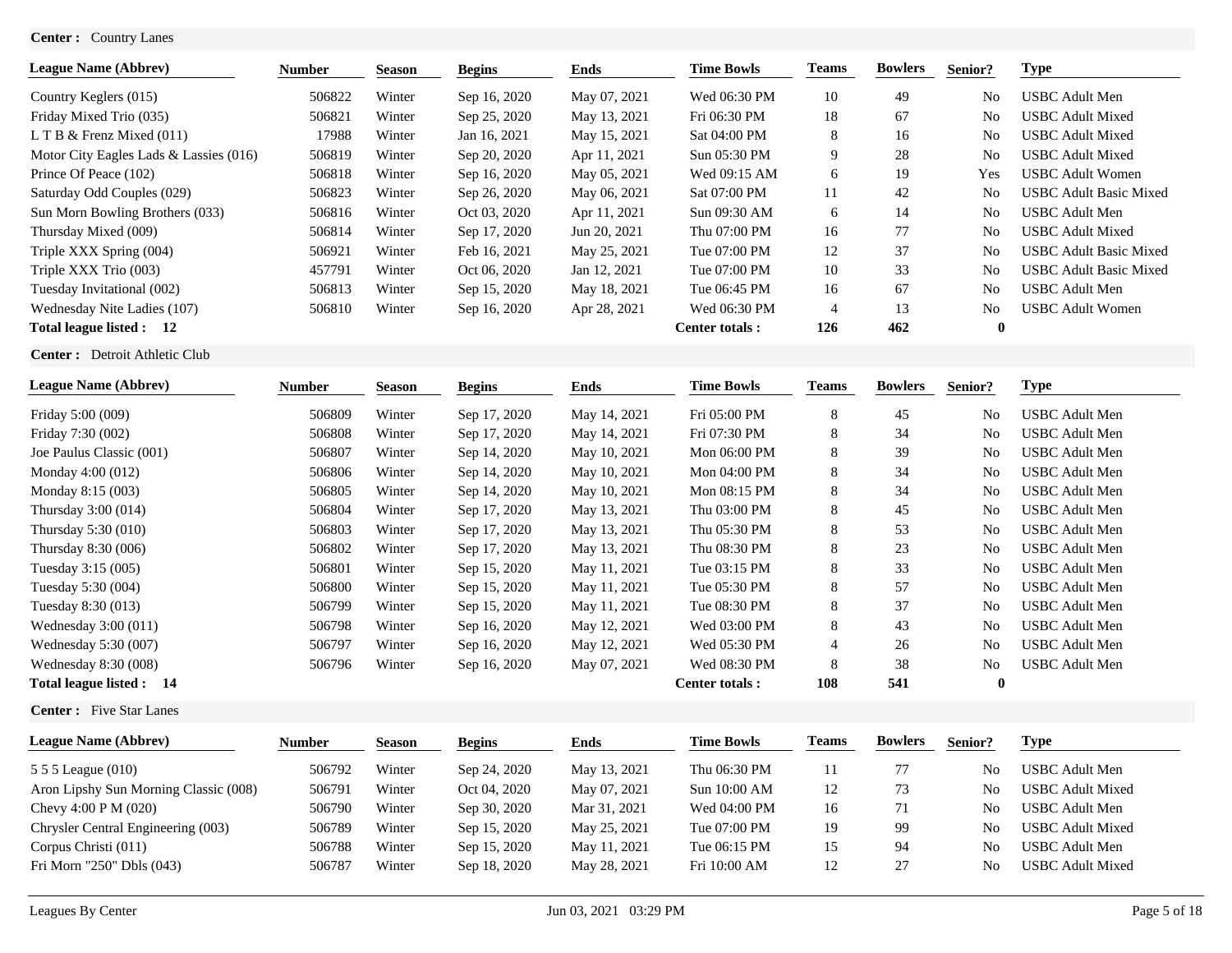**Center :** Country Lanes

| League Name (Abbrev) | Number | Season | Begins | Ends | Time Bowls | Teams | Bowlers | Senior? | Type |
|---|---|---|---|---|---|---|---|---|---|
| Country Keglers (015) | 506822 | Winter | Sep 16, 2020 | May 07, 2021 | Wed 06:30 PM | 10 | 49 | No | USBC Adult Men |
| Friday Mixed Trio (035) | 506821 | Winter | Sep 25, 2020 | May 13, 2021 | Fri 06:30 PM | 18 | 67 | No | USBC Adult Mixed |
| L T B & Frenz Mixed (011) | 17988 | Winter | Jan 16, 2021 | May 15, 2021 | Sat 04:00 PM | 8 | 16 | No | USBC Adult Mixed |
| Motor City Eagles Lads & Lassies (016) | 506819 | Winter | Sep 20, 2020 | Apr 11, 2021 | Sun 05:30 PM | 9 | 28 | No | USBC Adult Mixed |
| Prince Of Peace (102) | 506818 | Winter | Sep 16, 2020 | May 05, 2021 | Wed 09:15 AM | 6 | 19 | Yes | USBC Adult Women |
| Saturday Odd Couples (029) | 506823 | Winter | Sep 26, 2020 | May 06, 2021 | Sat 07:00 PM | 11 | 42 | No | USBC Adult Basic Mixed |
| Sun Morn Bowling Brothers (033) | 506816 | Winter | Oct 03, 2020 | Apr 11, 2021 | Sun 09:30 AM | 6 | 14 | No | USBC Adult Men |
| Thursday Mixed (009) | 506814 | Winter | Sep 17, 2020 | Jun 20, 2021 | Thu 07:00 PM | 16 | 77 | No | USBC Adult Mixed |
| Triple XXX Spring (004) | 506921 | Winter | Feb 16, 2021 | May 25, 2021 | Tue 07:00 PM | 12 | 37 | No | USBC Adult Basic Mixed |
| Triple XXX Trio (003) | 457791 | Winter | Oct 06, 2020 | Jan 12, 2021 | Tue 07:00 PM | 10 | 33 | No | USBC Adult Basic Mixed |
| Tuesday Invitational (002) | 506813 | Winter | Sep 15, 2020 | May 18, 2021 | Tue 06:45 PM | 16 | 67 | No | USBC Adult Men |
| Wednesday Nite Ladies (107) | 506810 | Winter | Sep 16, 2020 | Apr 28, 2021 | Wed 06:30 PM | 4 | 13 | No | USBC Adult Women |
| **Total league listed : 12** | | | | | **Center totals :** | **126** | **462** | **0** | |

**Center :** Detroit Athletic Club

| League Name (Abbrev) | Number | Season | Begins | Ends | Time Bowls | Teams | Bowlers | Senior? | Type |
|---|---|---|---|---|---|---|---|---|---|
| Friday 5:00 (009) | 506809 | Winter | Sep 17, 2020 | May 14, 2021 | Fri 05:00 PM | 8 | 45 | No | USBC Adult Men |
| Friday 7:30 (002) | 506808 | Winter | Sep 17, 2020 | May 14, 2021 | Fri 07:30 PM | 8 | 34 | No | USBC Adult Men |
| Joe Paulus Classic (001) | 506807 | Winter | Sep 14, 2020 | May 10, 2021 | Mon 06:00 PM | 8 | 39 | No | USBC Adult Men |
| Monday 4:00 (012) | 506806 | Winter | Sep 14, 2020 | May 10, 2021 | Mon 04:00 PM | 8 | 34 | No | USBC Adult Men |
| Monday 8:15 (003) | 506805 | Winter | Sep 14, 2020 | May 10, 2021 | Mon 08:15 PM | 8 | 34 | No | USBC Adult Men |
| Thursday 3:00 (014) | 506804 | Winter | Sep 17, 2020 | May 13, 2021 | Thu 03:00 PM | 8 | 45 | No | USBC Adult Men |
| Thursday 5:30 (010) | 506803 | Winter | Sep 17, 2020 | May 13, 2021 | Thu 05:30 PM | 8 | 53 | No | USBC Adult Men |
| Thursday 8:30 (006) | 506802 | Winter | Sep 17, 2020 | May 13, 2021 | Thu 08:30 PM | 8 | 23 | No | USBC Adult Men |
| Tuesday 3:15 (005) | 506801 | Winter | Sep 15, 2020 | May 11, 2021 | Tue 03:15 PM | 8 | 33 | No | USBC Adult Men |
| Tuesday 5:30 (004) | 506800 | Winter | Sep 15, 2020 | May 11, 2021 | Tue 05:30 PM | 8 | 57 | No | USBC Adult Men |
| Tuesday 8:30 (013) | 506799 | Winter | Sep 15, 2020 | May 11, 2021 | Tue 08:30 PM | 8 | 37 | No | USBC Adult Men |
| Wednesday 3:00 (011) | 506798 | Winter | Sep 16, 2020 | May 12, 2021 | Wed 03:00 PM | 8 | 43 | No | USBC Adult Men |
| Wednesday 5:30 (007) | 506797 | Winter | Sep 16, 2020 | May 12, 2021 | Wed 05:30 PM | 4 | 26 | No | USBC Adult Men |
| Wednesday 8:30 (008) | 506796 | Winter | Sep 16, 2020 | May 07, 2021 | Wed 08:30 PM | 8 | 38 | No | USBC Adult Men |
| **Total league listed : 14** | | | | | **Center totals :** | **108** | **541** | **0** | |

**Center :** Five Star Lanes

| League Name (Abbrev) | Number | Season | Begins | Ends | Time Bowls | Teams | Bowlers | Senior? | Type |
|---|---|---|---|---|---|---|---|---|---|
| 5 5 5 League (010) | 506792 | Winter | Sep 24, 2020 | May 13, 2021 | Thu 06:30 PM | 11 | 77 | No | USBC Adult Men |
| Aron Lipshy Sun Morning Classic (008) | 506791 | Winter | Oct 04, 2020 | May 07, 2021 | Sun 10:00 AM | 12 | 73 | No | USBC Adult Mixed |
| Chevy 4:00 P M (020) | 506790 | Winter | Sep 30, 2020 | Mar 31, 2021 | Wed 04:00 PM | 16 | 71 | No | USBC Adult Men |
| Chrysler Central Engineering (003) | 506789 | Winter | Sep 15, 2020 | May 25, 2021 | Tue 07:00 PM | 19 | 99 | No | USBC Adult Mixed |
| Corpus Christi (011) | 506788 | Winter | Sep 15, 2020 | May 11, 2021 | Tue 06:15 PM | 15 | 94 | No | USBC Adult Men |
| Fri Morn "250" Dbls (043) | 506787 | Winter | Sep 18, 2020 | May 28, 2021 | Fri 10:00 AM | 12 | 27 | No | USBC Adult Mixed |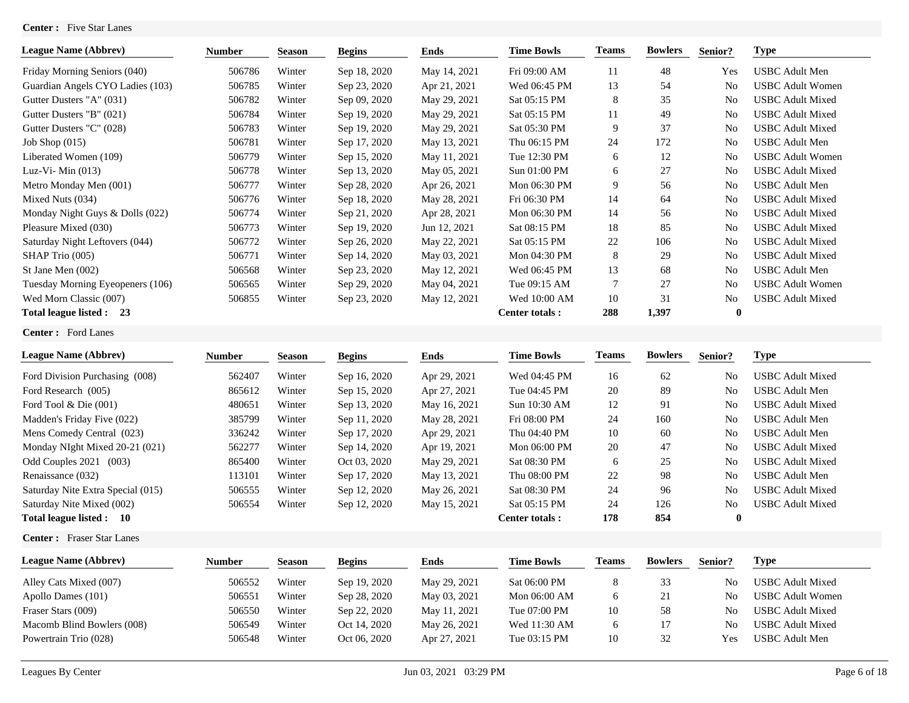**Center :** Five Star Lanes

| League Name (Abbrev) | Number | Season | Begins | Ends | Time Bowls | Teams | Bowlers | Senior? | Type |
|---|---|---|---|---|---|---|---|---|---|
| Friday Morning Seniors (040) | 506786 | Winter | Sep 18, 2020 | May 14, 2021 | Fri 09:00 AM | 11 | 48 | Yes | USBC Adult Men |
| Guardian Angels CYO Ladies (103) | 506785 | Winter | Sep 23, 2020 | Apr 21, 2021 | Wed 06:45 PM | 13 | 54 | No | USBC Adult Women |
| Gutter Dusters "A" (031) | 506782 | Winter | Sep 09, 2020 | May 29, 2021 | Sat 05:15 PM | 8 | 35 | No | USBC Adult Mixed |
| Gutter Dusters "B" (021) | 506784 | Winter | Sep 19, 2020 | May 29, 2021 | Sat 05:15 PM | 11 | 49 | No | USBC Adult Mixed |
| Gutter Dusters "C" (028) | 506783 | Winter | Sep 19, 2020 | May 29, 2021 | Sat 05:30 PM | 9 | 37 | No | USBC Adult Mixed |
| Job Shop (015) | 506781 | Winter | Sep 17, 2020 | May 13, 2021 | Thu 06:15 PM | 24 | 172 | No | USBC Adult Men |
| Liberated Women (109) | 506779 | Winter | Sep 15, 2020 | May 11, 2021 | Tue 12:30 PM | 6 | 12 | No | USBC Adult Women |
| Luz-Vi- Min (013) | 506778 | Winter | Sep 13, 2020 | May 05, 2021 | Sun 01:00 PM | 6 | 27 | No | USBC Adult Mixed |
| Metro Monday Men (001) | 506777 | Winter | Sep 28, 2020 | Apr 26, 2021 | Mon 06:30 PM | 9 | 56 | No | USBC Adult Men |
| Mixed Nuts (034) | 506776 | Winter | Sep 18, 2020 | May 28, 2021 | Fri 06:30 PM | 14 | 64 | No | USBC Adult Mixed |
| Monday Night Guys & Dolls (022) | 506774 | Winter | Sep 21, 2020 | Apr 28, 2021 | Mon 06:30 PM | 14 | 56 | No | USBC Adult Mixed |
| Pleasure Mixed (030) | 506773 | Winter | Sep 19, 2020 | Jun 12, 2021 | Sat 08:15 PM | 18 | 85 | No | USBC Adult Mixed |
| Saturday Night Leftovers (044) | 506772 | Winter | Sep 26, 2020 | May 22, 2021 | Sat 05:15 PM | 22 | 106 | No | USBC Adult Mixed |
| SHAP Trio (005) | 506771 | Winter | Sep 14, 2020 | May 03, 2021 | Mon 04:30 PM | 8 | 29 | No | USBC Adult Mixed |
| St Jane Men (002) | 506568 | Winter | Sep 23, 2020 | May 12, 2021 | Wed 06:45 PM | 13 | 68 | No | USBC Adult Men |
| Tuesday Morning Eyeopeners (106) | 506565 | Winter | Sep 29, 2020 | May 04, 2021 | Tue 09:15 AM | 7 | 27 | No | USBC Adult Women |
| Wed Morn Classic (007) | 506855 | Winter | Sep 23, 2020 | May 12, 2021 | Wed 10:00 AM | 10 | 31 | No | USBC Adult Mixed |
| **Total league listed : 23** | | | | | **Center totals :** | **288** | **1,397** | **0** | |

**Center :** Ford Lanes

| League Name (Abbrev) | Number | Season | Begins | Ends | Time Bowls | Teams | Bowlers | Senior? | Type |
|---|---|---|---|---|---|---|---|---|---|
| Ford Division Purchasing (008) | 562407 | Winter | Sep 16, 2020 | Apr 29, 2021 | Wed 04:45 PM | 16 | 62 | No | USBC Adult Mixed |
| Ford Research (005) | 865612 | Winter | Sep 15, 2020 | Apr 27, 2021 | Tue 04:45 PM | 20 | 89 | No | USBC Adult Men |
| Ford Tool & Die (001) | 480651 | Winter | Sep 13, 2020 | May 16, 2021 | Sun 10:30 AM | 12 | 91 | No | USBC Adult Mixed |
| Madden's Friday Five (022) | 385799 | Winter | Sep 11, 2020 | May 28, 2021 | Fri 08:00 PM | 24 | 160 | No | USBC Adult Men |
| Mens Comedy Central (023) | 336242 | Winter | Sep 17, 2020 | Apr 29, 2021 | Thu 04:40 PM | 10 | 60 | No | USBC Adult Men |
| Monday NIght Mixed 20-21 (021) | 562277 | Winter | Sep 14, 2020 | Apr 19, 2021 | Mon 06:00 PM | 20 | 47 | No | USBC Adult Mixed |
| Odd Couples 2021 (003) | 865400 | Winter | Oct 03, 2020 | May 29, 2021 | Sat 08:30 PM | 6 | 25 | No | USBC Adult Mixed |
| Renaissance (032) | 113101 | Winter | Sep 17, 2020 | May 13, 2021 | Thu 08:00 PM | 22 | 98 | No | USBC Adult Men |
| Saturday Nite Extra Special (015) | 506555 | Winter | Sep 12, 2020 | May 26, 2021 | Sat 08:30 PM | 24 | 96 | No | USBC Adult Mixed |
| Saturday Nite Mixed (002) | 506554 | Winter | Sep 12, 2020 | May 15, 2021 | Sat 05:15 PM | 24 | 126 | No | USBC Adult Mixed |
| **Total league listed : 10** | | | | | **Center totals :** | **178** | **854** | **0** | |

**Center :** Fraser Star Lanes

| League Name (Abbrev) | Number | Season | Begins | Ends | Time Bowls | Teams | Bowlers | Senior? | Type |
|---|---|---|---|---|---|---|---|---|---|
| Alley Cats Mixed (007) | 506552 | Winter | Sep 19, 2020 | May 29, 2021 | Sat 06:00 PM | 8 | 33 | No | USBC Adult Mixed |
| Apollo Dames (101) | 506551 | Winter | Sep 28, 2020 | May 03, 2021 | Mon 06:00 AM | 6 | 21 | No | USBC Adult Women |
| Fraser Stars (009) | 506550 | Winter | Sep 22, 2020 | May 11, 2021 | Tue 07:00 PM | 10 | 58 | No | USBC Adult Mixed |
| Macomb Blind Bowlers (008) | 506549 | Winter | Oct 14, 2020 | May 26, 2021 | Wed 11:30 AM | 6 | 17 | No | USBC Adult Mixed |
| Powertrain Trio (028) | 506548 | Winter | Oct 06, 2020 | Apr 27, 2021 | Tue 03:15 PM | 10 | 32 | Yes | USBC Adult Men |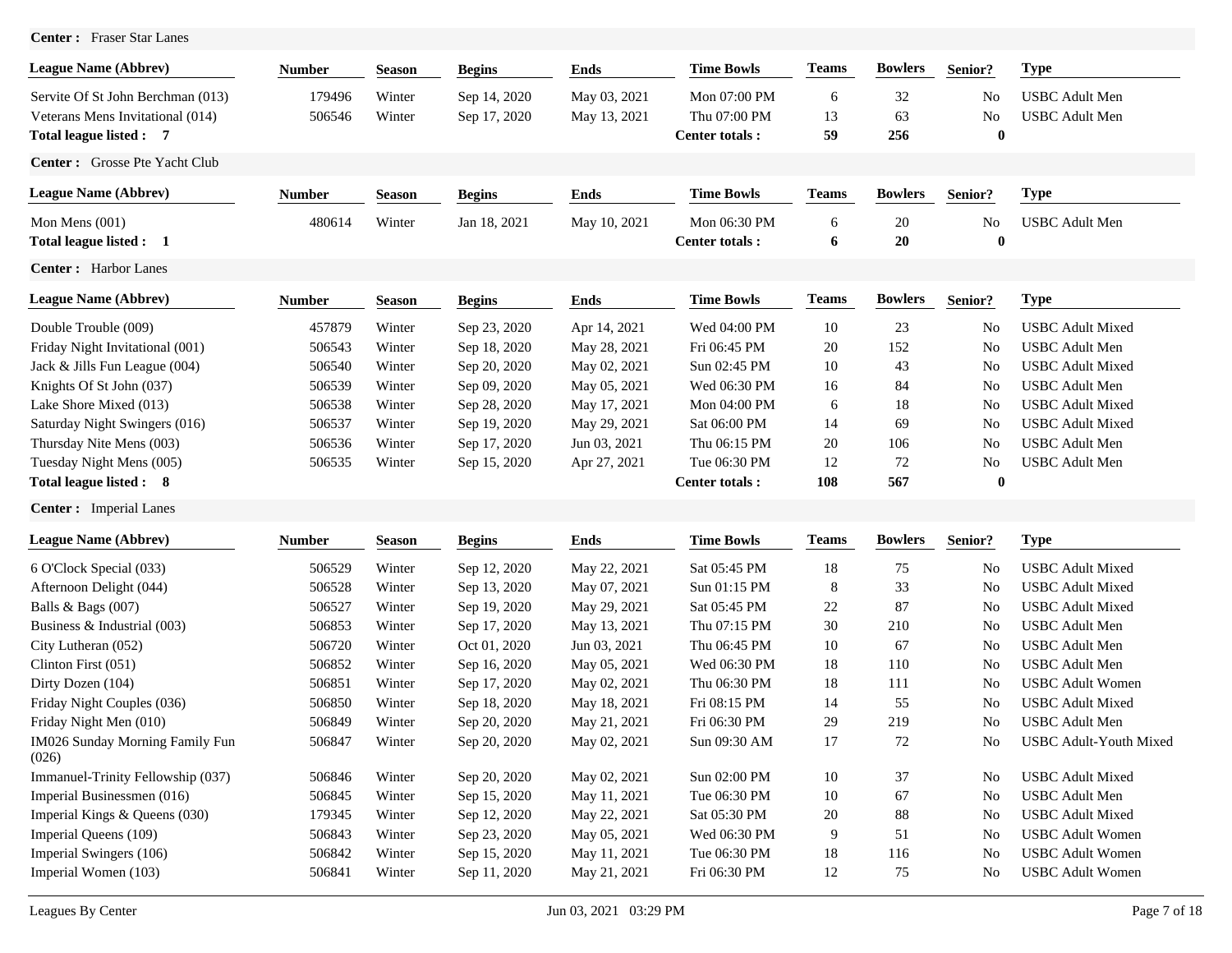**Center :** Fraser Star Lanes

| League Name (Abbrev) | Number | Season | Begins | Ends | Time Bowls | Teams | Bowlers | Senior? | Type |
|---|---|---|---|---|---|---|---|---|---|
| Servite Of St John Berchman (013) | 179496 | Winter | Sep 14, 2020 | May 03, 2021 | Mon 07:00 PM | 6 | 32 | No | USBC Adult Men |
| Veterans Mens Invitational (014) | 506546 | Winter | Sep 17, 2020 | May 13, 2021 | Thu 07:00 PM | 13 | 63 | No | USBC Adult Men |
| **Total league listed : 7** | | | | | **Center totals :** | **59** | **256** | **0** | |

**Center :** Grosse Pte Yacht Club

| League Name (Abbrev) | Number | Season | Begins | Ends | Time Bowls | Teams | Bowlers | Senior? | Type |
|---|---|---|---|---|---|---|---|---|---|
| Mon Mens (001) | 480614 | Winter | Jan 18, 2021 | May 10, 2021 | Mon 06:30 PM | 6 | 20 | No | USBC Adult Men |
| **Total league listed : 1** | | | | | **Center totals :** | **6** | **20** | **0** | |

**Center :** Harbor Lanes

| League Name (Abbrev) | Number | Season | Begins | Ends | Time Bowls | Teams | Bowlers | Senior? | Type |
|---|---|---|---|---|---|---|---|---|---|
| Double Trouble (009) | 457879 | Winter | Sep 23, 2020 | Apr 14, 2021 | Wed 04:00 PM | 10 | 23 | No | USBC Adult Mixed |
| Friday Night Invitational (001) | 506543 | Winter | Sep 18, 2020 | May 28, 2021 | Fri 06:45 PM | 20 | 152 | No | USBC Adult Men |
| Jack & Jills Fun League (004) | 506540 | Winter | Sep 20, 2020 | May 02, 2021 | Sun 02:45 PM | 10 | 43 | No | USBC Adult Mixed |
| Knights Of St John (037) | 506539 | Winter | Sep 09, 2020 | May 05, 2021 | Wed 06:30 PM | 16 | 84 | No | USBC Adult Men |
| Lake Shore Mixed (013) | 506538 | Winter | Sep 28, 2020 | May 17, 2021 | Mon 04:00 PM | 6 | 18 | No | USBC Adult Mixed |
| Saturday Night Swingers (016) | 506537 | Winter | Sep 19, 2020 | May 29, 2021 | Sat 06:00 PM | 14 | 69 | No | USBC Adult Mixed |
| Thursday Nite Mens (003) | 506536 | Winter | Sep 17, 2020 | Jun 03, 2021 | Thu 06:15 PM | 20 | 106 | No | USBC Adult Men |
| Tuesday Night Mens (005) | 506535 | Winter | Sep 15, 2020 | Apr 27, 2021 | Tue 06:30 PM | 12 | 72 | No | USBC Adult Men |
| **Total league listed : 8** | | | | | **Center totals :** | **108** | **567** | **0** | |

**Center :** Imperial Lanes

| League Name (Abbrev) | Number | Season | Begins | Ends | Time Bowls | Teams | Bowlers | Senior? | Type |
|---|---|---|---|---|---|---|---|---|---|
| 6 O'Clock Special (033) | 506529 | Winter | Sep 12, 2020 | May 22, 2021 | Sat 05:45 PM | 18 | 75 | No | USBC Adult Mixed |
| Afternoon Delight (044) | 506528 | Winter | Sep 13, 2020 | May 07, 2021 | Sun 01:15 PM | 8 | 33 | No | USBC Adult Mixed |
| Balls & Bags (007) | 506527 | Winter | Sep 19, 2020 | May 29, 2021 | Sat 05:45 PM | 22 | 87 | No | USBC Adult Mixed |
| Business & Industrial (003) | 506853 | Winter | Sep 17, 2020 | May 13, 2021 | Thu 07:15 PM | 30 | 210 | No | USBC Adult Men |
| City Lutheran (052) | 506720 | Winter | Oct 01, 2020 | Jun 03, 2021 | Thu 06:45 PM | 10 | 67 | No | USBC Adult Men |
| Clinton First (051) | 506852 | Winter | Sep 16, 2020 | May 05, 2021 | Wed 06:30 PM | 18 | 110 | No | USBC Adult Men |
| Dirty Dozen (104) | 506851 | Winter | Sep 17, 2020 | May 02, 2021 | Thu 06:30 PM | 18 | 111 | No | USBC Adult Women |
| Friday Night Couples (036) | 506850 | Winter | Sep 18, 2020 | May 18, 2021 | Fri 08:15 PM | 14 | 55 | No | USBC Adult Mixed |
| Friday Night Men (010) | 506849 | Winter | Sep 20, 2020 | May 21, 2021 | Fri 06:30 PM | 29 | 219 | No | USBC Adult Men |
| IM026 Sunday Morning Family Fun (026) | 506847 | Winter | Sep 20, 2020 | May 02, 2021 | Sun 09:30 AM | 17 | 72 | No | USBC Adult-Youth Mixed |
| Immanuel-Trinity Fellowship (037) | 506846 | Winter | Sep 20, 2020 | May 02, 2021 | Sun 02:00 PM | 10 | 37 | No | USBC Adult Mixed |
| Imperial Businessmen (016) | 506845 | Winter | Sep 15, 2020 | May 11, 2021 | Tue 06:30 PM | 10 | 67 | No | USBC Adult Men |
| Imperial Kings & Queens (030) | 179345 | Winter | Sep 12, 2020 | May 22, 2021 | Sat 05:30 PM | 20 | 88 | No | USBC Adult Mixed |
| Imperial Queens (109) | 506843 | Winter | Sep 23, 2020 | May 05, 2021 | Wed 06:30 PM | 9 | 51 | No | USBC Adult Women |
| Imperial Swingers (106) | 506842 | Winter | Sep 15, 2020 | May 11, 2021 | Tue 06:30 PM | 18 | 116 | No | USBC Adult Women |
| Imperial Women (103) | 506841 | Winter | Sep 11, 2020 | May 21, 2021 | Fri 06:30 PM | 12 | 75 | No | USBC Adult Women |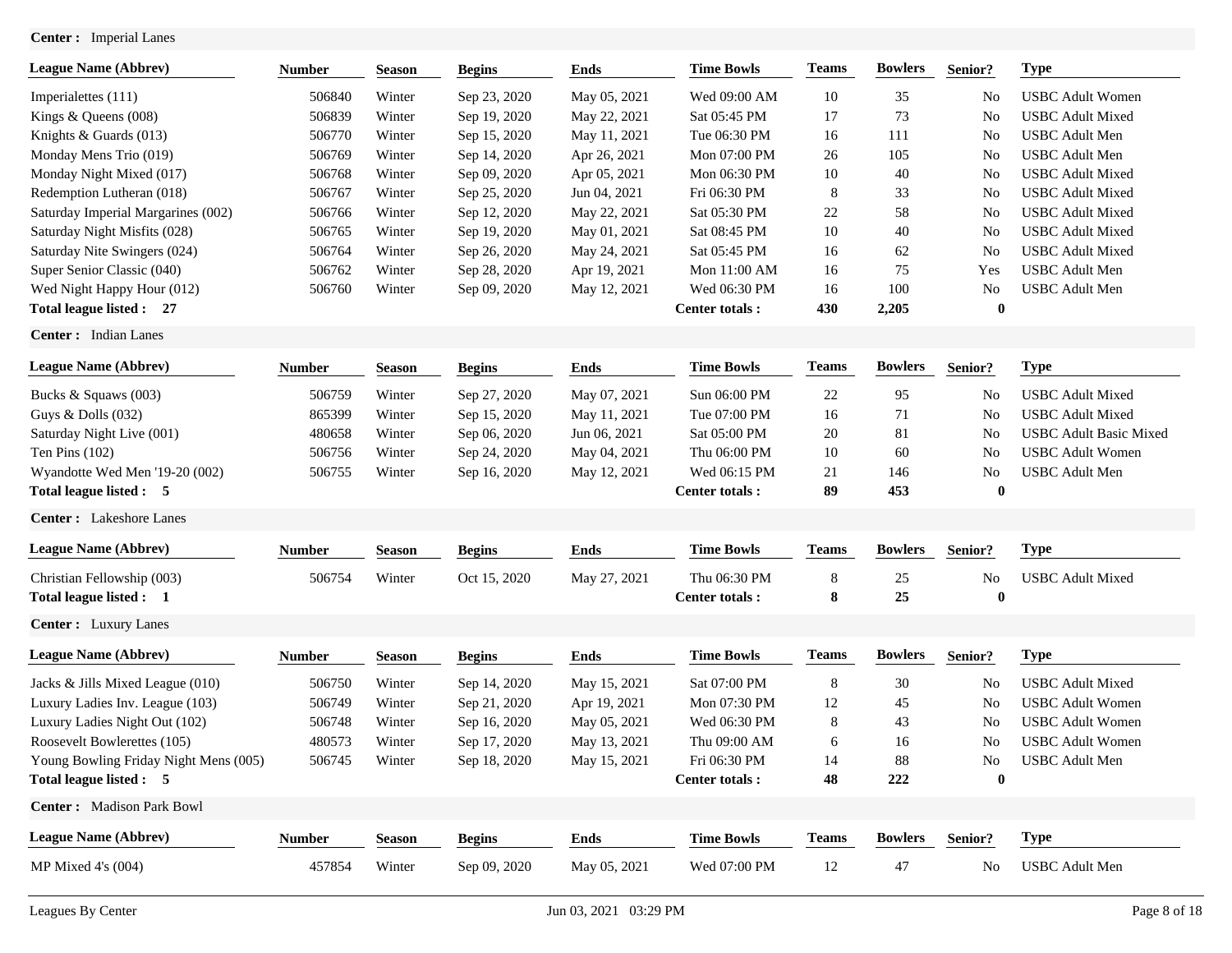**Center :** Imperial Lanes

| League Name (Abbrev) | Number | Season | Begins | Ends | Time Bowls | Teams | Bowlers | Senior? | Type |
|---|---|---|---|---|---|---|---|---|---|
| Imperialettes (111) | 506840 | Winter | Sep 23, 2020 | May 05, 2021 | Wed 09:00 AM | 10 | 35 | No | USBC Adult Women |
| Kings & Queens (008) | 506839 | Winter | Sep 19, 2020 | May 22, 2021 | Sat 05:45 PM | 17 | 73 | No | USBC Adult Mixed |
| Knights & Guards (013) | 506770 | Winter | Sep 15, 2020 | May 11, 2021 | Tue 06:30 PM | 16 | 111 | No | USBC Adult Men |
| Monday Mens Trio (019) | 506769 | Winter | Sep 14, 2020 | Apr 26, 2021 | Mon 07:00 PM | 26 | 105 | No | USBC Adult Men |
| Monday Night Mixed (017) | 506768 | Winter | Sep 09, 2020 | Apr 05, 2021 | Mon 06:30 PM | 10 | 40 | No | USBC Adult Mixed |
| Redemption Lutheran (018) | 506767 | Winter | Sep 25, 2020 | Jun 04, 2021 | Fri 06:30 PM | 8 | 33 | No | USBC Adult Mixed |
| Saturday Imperial Margarines (002) | 506766 | Winter | Sep 12, 2020 | May 22, 2021 | Sat 05:30 PM | 22 | 58 | No | USBC Adult Mixed |
| Saturday Night Misfits (028) | 506765 | Winter | Sep 19, 2020 | May 01, 2021 | Sat 08:45 PM | 10 | 40 | No | USBC Adult Mixed |
| Saturday Nite Swingers (024) | 506764 | Winter | Sep 26, 2020 | May 24, 2021 | Sat 05:45 PM | 16 | 62 | No | USBC Adult Mixed |
| Super Senior Classic (040) | 506762 | Winter | Sep 28, 2020 | Apr 19, 2021 | Mon 11:00 AM | 16 | 75 | Yes | USBC Adult Men |
| Wed Night Happy Hour (012) | 506760 | Winter | Sep 09, 2020 | May 12, 2021 | Wed 06:30 PM | 16 | 100 | No | USBC Adult Men |
| **Total league listed : 27** | | | | | **Center totals :** | **430** | **2,205** | **0** | |

**Center :** Indian Lanes

| League Name (Abbrev) | Number | Season | Begins | Ends | Time Bowls | Teams | Bowlers | Senior? | Type |
|---|---|---|---|---|---|---|---|---|---|
| Bucks & Squaws (003) | 506759 | Winter | Sep 27, 2020 | May 07, 2021 | Sun 06:00 PM | 22 | 95 | No | USBC Adult Mixed |
| Guys & Dolls (032) | 865399 | Winter | Sep 15, 2020 | May 11, 2021 | Tue 07:00 PM | 16 | 71 | No | USBC Adult Mixed |
| Saturday Night Live (001) | 480658 | Winter | Sep 06, 2020 | Jun 06, 2021 | Sat 05:00 PM | 20 | 81 | No | USBC Adult Basic Mixed |
| Ten Pins (102) | 506756 | Winter | Sep 24, 2020 | May 04, 2021 | Thu 06:00 PM | 10 | 60 | No | USBC Adult Women |
| Wyandotte Wed Men '19-20 (002) | 506755 | Winter | Sep 16, 2020 | May 12, 2021 | Wed 06:15 PM | 21 | 146 | No | USBC Adult Men |
| **Total league listed : 5** | | | | | **Center totals :** | **89** | **453** | **0** | |

**Center :** Lakeshore Lanes

| League Name (Abbrev) | Number | Season | Begins | Ends | Time Bowls | Teams | Bowlers | Senior? | Type |
|---|---|---|---|---|---|---|---|---|---|
| Christian Fellowship (003) | 506754 | Winter | Oct 15, 2020 | May 27, 2021 | Thu 06:30 PM | 8 | 25 | No | USBC Adult Mixed |
| **Total league listed : 1** | | | | | **Center totals :** | **8** | **25** | **0** | |

**Center :** Luxury Lanes

| League Name (Abbrev) | Number | Season | Begins | Ends | Time Bowls | Teams | Bowlers | Senior? | Type |
|---|---|---|---|---|---|---|---|---|---|
| Jacks & Jills Mixed League (010) | 506750 | Winter | Sep 14, 2020 | May 15, 2021 | Sat 07:00 PM | 8 | 30 | No | USBC Adult Mixed |
| Luxury Ladies Inv. League (103) | 506749 | Winter | Sep 21, 2020 | Apr 19, 2021 | Mon 07:30 PM | 12 | 45 | No | USBC Adult Women |
| Luxury Ladies Night Out (102) | 506748 | Winter | Sep 16, 2020 | May 05, 2021 | Wed 06:30 PM | 8 | 43 | No | USBC Adult Women |
| Roosevelt Bowlerettes (105) | 480573 | Winter | Sep 17, 2020 | May 13, 2021 | Thu 09:00 AM | 6 | 16 | No | USBC Adult Women |
| Young Bowling Friday Night Mens (005) | 506745 | Winter | Sep 18, 2020 | May 15, 2021 | Fri 06:30 PM | 14 | 88 | No | USBC Adult Men |
| **Total league listed : 5** | | | | | **Center totals :** | **48** | **222** | **0** | |

**Center :** Madison Park Bowl

| League Name (Abbrev) | Number | Season | Begins | Ends | Time Bowls | Teams | Bowlers | Senior? | Type |
|---|---|---|---|---|---|---|---|---|---|
| MP Mixed 4's (004) | 457854 | Winter | Sep 09, 2020 | May 05, 2021 | Wed 07:00 PM | 12 | 47 | No | USBC Adult Men |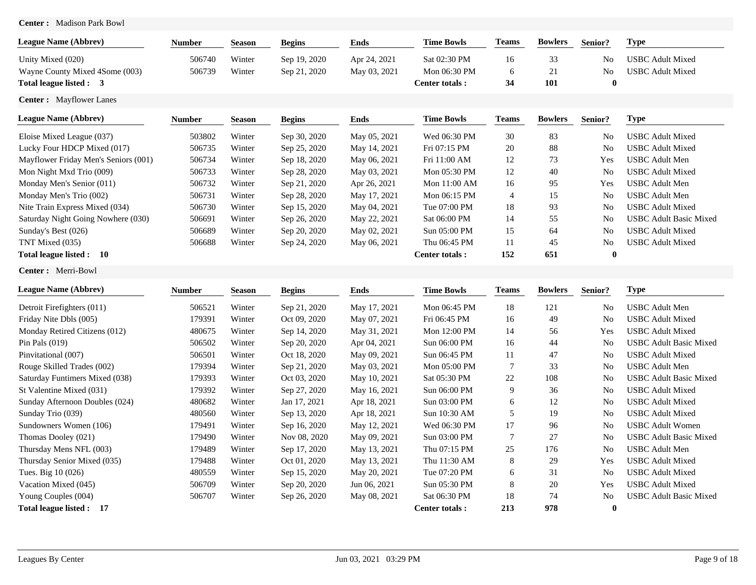**Center :** Madison Park Bowl

| League Name (Abbrev) | Number | Season | Begins | Ends | Time Bowls | Teams | Bowlers | Senior? | Type |
|---|---|---|---|---|---|---|---|---|---|
| Unity Mixed (020) | 506740 | Winter | Sep 19, 2020 | Apr 24, 2021 | Sat 02:30 PM | 16 | 33 | No | USBC Adult Mixed |
| Wayne County Mixed 4Some (003) | 506739 | Winter | Sep 21, 2020 | May 03, 2021 | Mon 06:30 PM | 6 | 21 | No | USBC Adult Mixed |
| **Total league listed : 3** | | | | | **Center totals :** | **34** | **101** | **0** | |

**Center :** Mayflower Lanes

| League Name (Abbrev) | Number | Season | Begins | Ends | Time Bowls | Teams | Bowlers | Senior? | Type |
|---|---|---|---|---|---|---|---|---|---|
| Eloise Mixed League (037) | 503802 | Winter | Sep 30, 2020 | May 05, 2021 | Wed 06:30 PM | 30 | 83 | No | USBC Adult Mixed |
| Lucky Four HDCP Mixed (017) | 506735 | Winter | Sep 25, 2020 | May 14, 2021 | Fri 07:15 PM | 20 | 88 | No | USBC Adult Mixed |
| Mayflower Friday Men's Seniors (001) | 506734 | Winter | Sep 18, 2020 | May 06, 2021 | Fri 11:00 AM | 12 | 73 | Yes | USBC Adult Men |
| Mon Night Mxd Trio (009) | 506733 | Winter | Sep 28, 2020 | May 03, 2021 | Mon 05:30 PM | 12 | 40 | No | USBC Adult Mixed |
| Monday Men's Senior (011) | 506732 | Winter | Sep 21, 2020 | Apr 26, 2021 | Mon 11:00 AM | 16 | 95 | Yes | USBC Adult Men |
| Monday Men's Trio (002) | 506731 | Winter | Sep 28, 2020 | May 17, 2021 | Mon 06:15 PM | 4 | 15 | No | USBC Adult Men |
| Nite Train Express Mixed (034) | 506730 | Winter | Sep 15, 2020 | May 04, 2021 | Tue 07:00 PM | 18 | 93 | No | USBC Adult Mixed |
| Saturday Night Going Nowhere (030) | 506691 | Winter | Sep 26, 2020 | May 22, 2021 | Sat 06:00 PM | 14 | 55 | No | USBC Adult Basic Mixed |
| Sunday's Best (026) | 506689 | Winter | Sep 20, 2020 | May 02, 2021 | Sun 05:00 PM | 15 | 64 | No | USBC Adult Mixed |
| TNT Mixed (035) | 506688 | Winter | Sep 24, 2020 | May 06, 2021 | Thu 06:45 PM | 11 | 45 | No | USBC Adult Mixed |
| **Total league listed : 10** | | | | | **Center totals :** | **152** | **651** | **0** | |

**Center :** Merri-Bowl

| League Name (Abbrev) | Number | Season | Begins | Ends | Time Bowls | Teams | Bowlers | Senior? | Type |
|---|---|---|---|---|---|---|---|---|---|
| Detroit Firefighters (011) | 506521 | Winter | Sep 21, 2020 | May 17, 2021 | Mon 06:45 PM | 18 | 121 | No | USBC Adult Men |
| Friday Nite Dbls (005) | 179391 | Winter | Oct 09, 2020 | May 07, 2021 | Fri 06:45 PM | 16 | 49 | No | USBC Adult Mixed |
| Monday Retired Citizens (012) | 480675 | Winter | Sep 14, 2020 | May 31, 2021 | Mon 12:00 PM | 14 | 56 | Yes | USBC Adult Mixed |
| Pin Pals (019) | 506502 | Winter | Sep 20, 2020 | Apr 04, 2021 | Sun 06:00 PM | 16 | 44 | No | USBC Adult Basic Mixed |
| Pinvitational (007) | 506501 | Winter | Oct 18, 2020 | May 09, 2021 | Sun 06:45 PM | 11 | 47 | No | USBC Adult Mixed |
| Rouge Skilled Trades (002) | 179394 | Winter | Sep 21, 2020 | May 03, 2021 | Mon 05:00 PM | 7 | 33 | No | USBC Adult Men |
| Saturday Funtimers Mixed (038) | 179393 | Winter | Oct 03, 2020 | May 10, 2021 | Sat 05:30 PM | 22 | 108 | No | USBC Adult Basic Mixed |
| St Valentine Mixed (031) | 179392 | Winter | Sep 27, 2020 | May 16, 2021 | Sun 06:00 PM | 9 | 36 | No | USBC Adult Mixed |
| Sunday Afternoon Doubles (024) | 480682 | Winter | Jan 17, 2021 | Apr 18, 2021 | Sun 03:00 PM | 6 | 12 | No | USBC Adult Mixed |
| Sunday Trio (039) | 480560 | Winter | Sep 13, 2020 | Apr 18, 2021 | Sun 10:30 AM | 5 | 19 | No | USBC Adult Mixed |
| Sundowners Women (106) | 179491 | Winter | Sep 16, 2020 | May 12, 2021 | Wed 06:30 PM | 17 | 96 | No | USBC Adult Women |
| Thomas Dooley (021) | 179490 | Winter | Nov 08, 2020 | May 09, 2021 | Sun 03:00 PM | 7 | 27 | No | USBC Adult Basic Mixed |
| Thursday Mens NFL (003) | 179489 | Winter | Sep 17, 2020 | May 13, 2021 | Thu 07:15 PM | 25 | 176 | No | USBC Adult Men |
| Thursday Senior Mixed (035) | 179488 | Winter | Oct 01, 2020 | May 13, 2021 | Thu 11:30 AM | 8 | 29 | Yes | USBC Adult Mixed |
| Tues. Big 10 (026) | 480559 | Winter | Sep 15, 2020 | May 20, 2021 | Tue 07:20 PM | 6 | 31 | No | USBC Adult Mixed |
| Vacation Mixed (045) | 506709 | Winter | Sep 20, 2020 | Jun 06, 2021 | Sun 05:30 PM | 8 | 20 | Yes | USBC Adult Mixed |
| Young Couples (004) | 506707 | Winter | Sep 26, 2020 | May 08, 2021 | Sat 06:30 PM | 18 | 74 | No | USBC Adult Basic Mixed |
| **Total league listed : 17** | | | | | **Center totals :** | **213** | **978** | **0** | |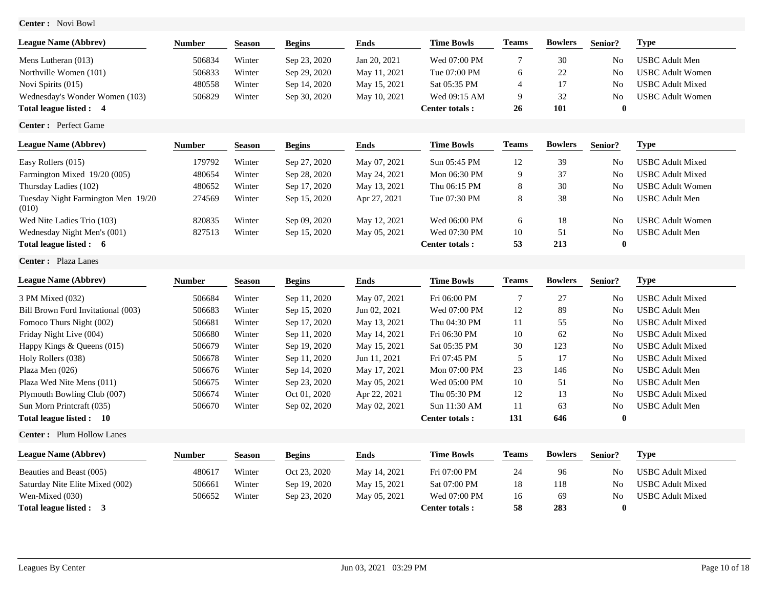**Center :** Novi Bowl

| League Name (Abbrev) | Number | Season | Begins | Ends | Time Bowls | Teams | Bowlers | Senior? | Type |
|---|---|---|---|---|---|---|---|---|---|
| Mens Lutheran (013) | 506834 | Winter | Sep 23, 2020 | Jan 20, 2021 | Wed 07:00 PM | 7 | 30 | No | USBC Adult Men |
| Northville Women (101) | 506833 | Winter | Sep 29, 2020 | May 11, 2021 | Tue 07:00 PM | 6 | 22 | No | USBC Adult Women |
| Novi Spirits (015) | 480558 | Winter | Sep 14, 2020 | May 15, 2021 | Sat 05:35 PM | 4 | 17 | No | USBC Adult Mixed |
| Wednesday's Wonder Women (103) | 506829 | Winter | Sep 30, 2020 | May 10, 2021 | Wed 09:15 AM | 9 | 32 | No | USBC Adult Women |
| **Total league listed : 4** | | | | | **Center totals :** | **26** | **101** | **0** | |

**Center :** Perfect Game

| League Name (Abbrev) | Number | Season | Begins | Ends | Time Bowls | Teams | Bowlers | Senior? | Type |
|---|---|---|---|---|---|---|---|---|---|
| Easy Rollers (015) | 179792 | Winter | Sep 27, 2020 | May 07, 2021 | Sun 05:45 PM | 12 | 39 | No | USBC Adult Mixed |
| Farmington Mixed 19/20 (005) | 480654 | Winter | Sep 28, 2020 | May 24, 2021 | Mon 06:30 PM | 9 | 37 | No | USBC Adult Mixed |
| Thursday Ladies (102) | 480652 | Winter | Sep 17, 2020 | May 13, 2021 | Thu 06:15 PM | 8 | 30 | No | USBC Adult Women |
| Tuesday Night Farmington Men 19/20 (010) | 274569 | Winter | Sep 15, 2020 | Apr 27, 2021 | Tue 07:30 PM | 8 | 38 | No | USBC Adult Men |
| Wed Nite Ladies Trio (103) | 820835 | Winter | Sep 09, 2020 | May 12, 2021 | Wed 06:00 PM | 6 | 18 | No | USBC Adult Women |
| Wednesday Night Men's (001) | 827513 | Winter | Sep 15, 2020 | May 05, 2021 | Wed 07:30 PM | 10 | 51 | No | USBC Adult Men |
| **Total league listed : 6** | | | | | **Center totals :** | **53** | **213** | **0** | |

**Center :** Plaza Lanes

| League Name (Abbrev) | Number | Season | Begins | Ends | Time Bowls | Teams | Bowlers | Senior? | Type |
|---|---|---|---|---|---|---|---|---|---|
| 3 PM Mixed (032) | 506684 | Winter | Sep 11, 2020 | May 07, 2021 | Fri 06:00 PM | 7 | 27 | No | USBC Adult Mixed |
| Bill Brown Ford Invitational (003) | 506683 | Winter | Sep 15, 2020 | Jun 02, 2021 | Wed 07:00 PM | 12 | 89 | No | USBC Adult Men |
| Fomoco Thurs Night (002) | 506681 | Winter | Sep 17, 2020 | May 13, 2021 | Thu 04:30 PM | 11 | 55 | No | USBC Adult Mixed |
| Friday Night Live (004) | 506680 | Winter | Sep 11, 2020 | May 14, 2021 | Fri 06:30 PM | 10 | 62 | No | USBC Adult Mixed |
| Happy Kings & Queens (015) | 506679 | Winter | Sep 19, 2020 | May 15, 2021 | Sat 05:35 PM | 30 | 123 | No | USBC Adult Mixed |
| Holy Rollers (038) | 506678 | Winter | Sep 11, 2020 | Jun 11, 2021 | Fri 07:45 PM | 5 | 17 | No | USBC Adult Mixed |
| Plaza Men (026) | 506676 | Winter | Sep 14, 2020 | May 17, 2021 | Mon 07:00 PM | 23 | 146 | No | USBC Adult Men |
| Plaza Wed Nite Mens (011) | 506675 | Winter | Sep 23, 2020 | May 05, 2021 | Wed 05:00 PM | 10 | 51 | No | USBC Adult Men |
| Plymouth Bowling Club (007) | 506674 | Winter | Oct 01, 2020 | Apr 22, 2021 | Thu 05:30 PM | 12 | 13 | No | USBC Adult Mixed |
| Sun Morn Printcraft (035) | 506670 | Winter | Sep 02, 2020 | May 02, 2021 | Sun 11:30 AM | 11 | 63 | No | USBC Adult Men |
| **Total league listed : 10** | | | | | **Center totals :** | **131** | **646** | **0** | |

**Center :** Plum Hollow Lanes

| League Name (Abbrev) | Number | Season | Begins | Ends | Time Bowls | Teams | Bowlers | Senior? | Type |
|---|---|---|---|---|---|---|---|---|---|
| Beauties and Beast (005) | 480617 | Winter | Oct 23, 2020 | May 14, 2021 | Fri 07:00 PM | 24 | 96 | No | USBC Adult Mixed |
| Saturday Nite Elite Mixed (002) | 506661 | Winter | Sep 19, 2020 | May 15, 2021 | Sat 07:00 PM | 18 | 118 | No | USBC Adult Mixed |
| Wen-Mixed (030) | 506652 | Winter | Sep 23, 2020 | May 05, 2021 | Wed 07:00 PM | 16 | 69 | No | USBC Adult Mixed |
| **Total league listed : 3** | | | | | **Center totals :** | **58** | **283** | **0** | |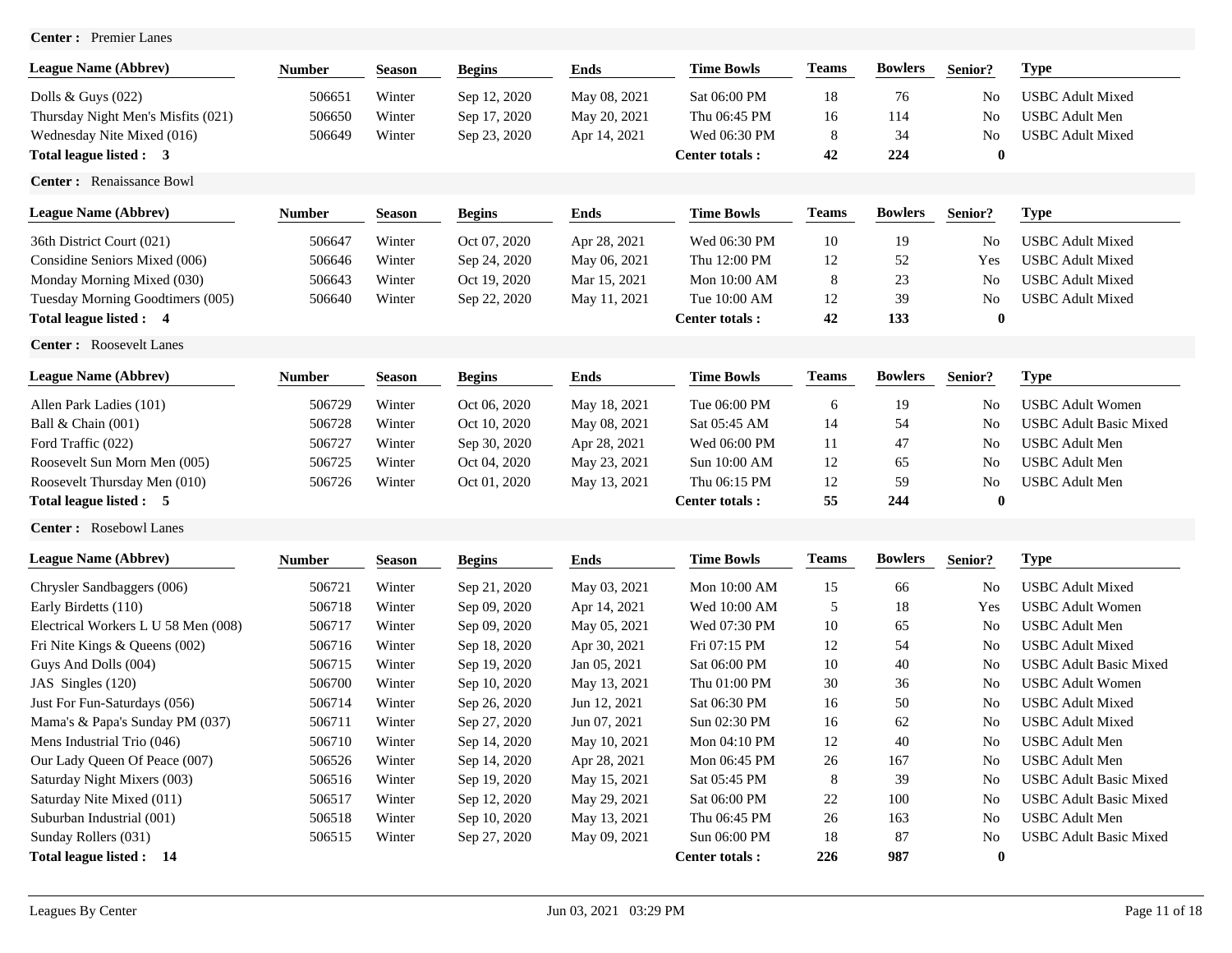**Center :** Premier Lanes

| League Name (Abbrev) | Number | Season | Begins | Ends | Time Bowls | Teams | Bowlers | Senior? | Type |
|---|---|---|---|---|---|---|---|---|---|
| Dolls & Guys (022) | 506651 | Winter | Sep 12, 2020 | May 08, 2021 | Sat 06:00 PM | 18 | 76 | No | USBC Adult Mixed |
| Thursday Night Men's Misfits (021) | 506650 | Winter | Sep 17, 2020 | May 20, 2021 | Thu 06:45 PM | 16 | 114 | No | USBC Adult Men |
| Wednesday Nite Mixed (016) | 506649 | Winter | Sep 23, 2020 | Apr 14, 2021 | Wed 06:30 PM | 8 | 34 | No | USBC Adult Mixed |
| **Total league listed : 3** | | | | | **Center totals :** | **42** | **224** | **0** | |

**Center :** Renaissance Bowl

| League Name (Abbrev) | Number | Season | Begins | Ends | Time Bowls | Teams | Bowlers | Senior? | Type |
|---|---|---|---|---|---|---|---|---|---|
| 36th District Court (021) | 506647 | Winter | Oct 07, 2020 | Apr 28, 2021 | Wed 06:30 PM | 10 | 19 | No | USBC Adult Mixed |
| Considine Seniors Mixed (006) | 506646 | Winter | Sep 24, 2020 | May 06, 2021 | Thu 12:00 PM | 12 | 52 | Yes | USBC Adult Mixed |
| Monday Morning Mixed (030) | 506643 | Winter | Oct 19, 2020 | Mar 15, 2021 | Mon 10:00 AM | 8 | 23 | No | USBC Adult Mixed |
| Tuesday Morning Goodtimers (005) | 506640 | Winter | Sep 22, 2020 | May 11, 2021 | Tue 10:00 AM | 12 | 39 | No | USBC Adult Mixed |
| **Total league listed : 4** | | | | | **Center totals :** | **42** | **133** | **0** | |

**Center :** Roosevelt Lanes

| League Name (Abbrev) | Number | Season | Begins | Ends | Time Bowls | Teams | Bowlers | Senior? | Type |
|---|---|---|---|---|---|---|---|---|---|
| Allen Park Ladies (101) | 506729 | Winter | Oct 06, 2020 | May 18, 2021 | Tue 06:00 PM | 6 | 19 | No | USBC Adult Women |
| Ball & Chain (001) | 506728 | Winter | Oct 10, 2020 | May 08, 2021 | Sat 05:45 AM | 14 | 54 | No | USBC Adult Basic Mixed |
| Ford Traffic (022) | 506727 | Winter | Sep 30, 2020 | Apr 28, 2021 | Wed 06:00 PM | 11 | 47 | No | USBC Adult Men |
| Roosevelt Sun Morn Men (005) | 506725 | Winter | Oct 04, 2020 | May 23, 2021 | Sun 10:00 AM | 12 | 65 | No | USBC Adult Men |
| Roosevelt Thursday Men (010) | 506726 | Winter | Oct 01, 2020 | May 13, 2021 | Thu 06:15 PM | 12 | 59 | No | USBC Adult Men |
| **Total league listed : 5** | | | | | **Center totals :** | **55** | **244** | **0** | |

**Center :** Rosebowl Lanes

| League Name (Abbrev) | Number | Season | Begins | Ends | Time Bowls | Teams | Bowlers | Senior? | Type |
|---|---|---|---|---|---|---|---|---|---|
| Chrysler Sandbaggers (006) | 506721 | Winter | Sep 21, 2020 | May 03, 2021 | Mon 10:00 AM | 15 | 66 | No | USBC Adult Mixed |
| Early Birdetts (110) | 506718 | Winter | Sep 09, 2020 | Apr 14, 2021 | Wed 10:00 AM | 5 | 18 | Yes | USBC Adult Women |
| Electrical Workers L U 58 Men (008) | 506717 | Winter | Sep 09, 2020 | May 05, 2021 | Wed 07:30 PM | 10 | 65 | No | USBC Adult Men |
| Fri Nite Kings & Queens (002) | 506716 | Winter | Sep 18, 2020 | Apr 30, 2021 | Fri 07:15 PM | 12 | 54 | No | USBC Adult Mixed |
| Guys And Dolls (004) | 506715 | Winter | Sep 19, 2020 | Jan 05, 2021 | Sat 06:00 PM | 10 | 40 | No | USBC Adult Basic Mixed |
| JAS Singles (120) | 506700 | Winter | Sep 10, 2020 | May 13, 2021 | Thu 01:00 PM | 30 | 36 | No | USBC Adult Women |
| Just For Fun-Saturdays (056) | 506714 | Winter | Sep 26, 2020 | Jun 12, 2021 | Sat 06:30 PM | 16 | 50 | No | USBC Adult Mixed |
| Mama's & Papa's Sunday PM (037) | 506711 | Winter | Sep 27, 2020 | Jun 07, 2021 | Sun 02:30 PM | 16 | 62 | No | USBC Adult Mixed |
| Mens Industrial Trio (046) | 506710 | Winter | Sep 14, 2020 | May 10, 2021 | Mon 04:10 PM | 12 | 40 | No | USBC Adult Men |
| Our Lady Queen Of Peace (007) | 506526 | Winter | Sep 14, 2020 | Apr 28, 2021 | Mon 06:45 PM | 26 | 167 | No | USBC Adult Men |
| Saturday Night Mixers (003) | 506516 | Winter | Sep 19, 2020 | May 15, 2021 | Sat 05:45 PM | 8 | 39 | No | USBC Adult Basic Mixed |
| Saturday Nite Mixed (011) | 506517 | Winter | Sep 12, 2020 | May 29, 2021 | Sat 06:00 PM | 22 | 100 | No | USBC Adult Basic Mixed |
| Suburban Industrial (001) | 506518 | Winter | Sep 10, 2020 | May 13, 2021 | Thu 06:45 PM | 26 | 163 | No | USBC Adult Men |
| Sunday Rollers (031) | 506515 | Winter | Sep 27, 2020 | May 09, 2021 | Sun 06:00 PM | 18 | 87 | No | USBC Adult Basic Mixed |
| **Total league listed : 14** | | | | | **Center totals :** | **226** | **987** | **0** | |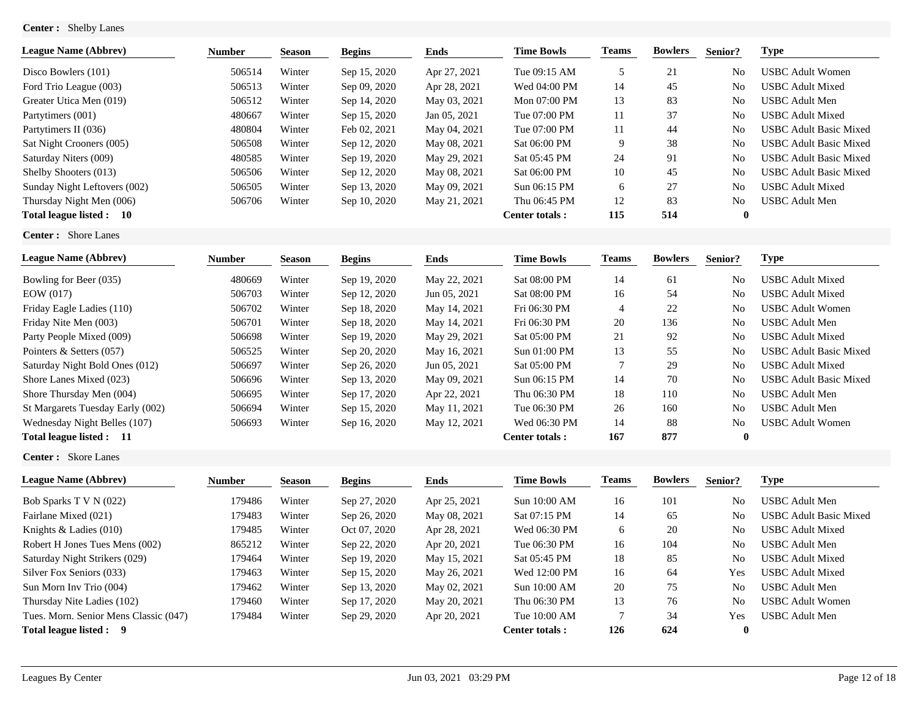**Center :** Shelby Lanes

| League Name (Abbrev) | Number | Season | Begins | Ends | Time Bowls | Teams | Bowlers | Senior? | Type |
|---|---|---|---|---|---|---|---|---|---|
| Disco Bowlers (101) | 506514 | Winter | Sep 15, 2020 | Apr 27, 2021 | Tue 09:15 AM | 5 | 21 | No | USBC Adult Women |
| Ford Trio League (003) | 506513 | Winter | Sep 09, 2020 | Apr 28, 2021 | Wed 04:00 PM | 14 | 45 | No | USBC Adult Mixed |
| Greater Utica Men (019) | 506512 | Winter | Sep 14, 2020 | May 03, 2021 | Mon 07:00 PM | 13 | 83 | No | USBC Adult Men |
| Partytimers (001) | 480667 | Winter | Sep 15, 2020 | Jan 05, 2021 | Tue 07:00 PM | 11 | 37 | No | USBC Adult Mixed |
| Partytimers II (036) | 480804 | Winter | Feb 02, 2021 | May 04, 2021 | Tue 07:00 PM | 11 | 44 | No | USBC Adult Basic Mixed |
| Sat Night Crooners (005) | 506508 | Winter | Sep 12, 2020 | May 08, 2021 | Sat 06:00 PM | 9 | 38 | No | USBC Adult Basic Mixed |
| Saturday Niters (009) | 480585 | Winter | Sep 19, 2020 | May 29, 2021 | Sat 05:45 PM | 24 | 91 | No | USBC Adult Basic Mixed |
| Shelby Shooters (013) | 506506 | Winter | Sep 12, 2020 | May 08, 2021 | Sat 06:00 PM | 10 | 45 | No | USBC Adult Basic Mixed |
| Sunday Night Leftovers (002) | 506505 | Winter | Sep 13, 2020 | May 09, 2021 | Sun 06:15 PM | 6 | 27 | No | USBC Adult Mixed |
| Thursday Night Men (006) | 506706 | Winter | Sep 10, 2020 | May 21, 2021 | Thu 06:45 PM | 12 | 83 | No | USBC Adult Men |
| **Total league listed : 10** | | | | | **Center totals :** | **115** | **514** | **0** | |

**Center :** Shore Lanes

| League Name (Abbrev) | Number | Season | Begins | Ends | Time Bowls | Teams | Bowlers | Senior? | Type |
|---|---|---|---|---|---|---|---|---|---|
| Bowling for Beer (035) | 480669 | Winter | Sep 19, 2020 | May 22, 2021 | Sat 08:00 PM | 14 | 61 | No | USBC Adult Mixed |
| EOW (017) | 506703 | Winter | Sep 12, 2020 | Jun 05, 2021 | Sat 08:00 PM | 16 | 54 | No | USBC Adult Mixed |
| Friday Eagle Ladies (110) | 506702 | Winter | Sep 18, 2020 | May 14, 2021 | Fri 06:30 PM | 4 | 22 | No | USBC Adult Women |
| Friday Nite Men (003) | 506701 | Winter | Sep 18, 2020 | May 14, 2021 | Fri 06:30 PM | 20 | 136 | No | USBC Adult Men |
| Party People Mixed (009) | 506698 | Winter | Sep 19, 2020 | May 29, 2021 | Sat 05:00 PM | 21 | 92 | No | USBC Adult Mixed |
| Pointers & Setters (057) | 506525 | Winter | Sep 20, 2020 | May 16, 2021 | Sun 01:00 PM | 13 | 55 | No | USBC Adult Basic Mixed |
| Saturday Night Bold Ones (012) | 506697 | Winter | Sep 26, 2020 | Jun 05, 2021 | Sat 05:00 PM | 7 | 29 | No | USBC Adult Mixed |
| Shore Lanes Mixed (023) | 506696 | Winter | Sep 13, 2020 | May 09, 2021 | Sun 06:15 PM | 14 | 70 | No | USBC Adult Basic Mixed |
| Shore Thursday Men (004) | 506695 | Winter | Sep 17, 2020 | Apr 22, 2021 | Thu 06:30 PM | 18 | 110 | No | USBC Adult Men |
| St Margarets Tuesday Early (002) | 506694 | Winter | Sep 15, 2020 | May 11, 2021 | Tue 06:30 PM | 26 | 160 | No | USBC Adult Men |
| Wednesday Night Belles (107) | 506693 | Winter | Sep 16, 2020 | May 12, 2021 | Wed 06:30 PM | 14 | 88 | No | USBC Adult Women |
| **Total league listed : 11** | | | | | **Center totals :** | **167** | **877** | **0** | |

**Center :** Skore Lanes

| League Name (Abbrev) | Number | Season | Begins | Ends | Time Bowls | Teams | Bowlers | Senior? | Type |
|---|---|---|---|---|---|---|---|---|---|
| Bob Sparks T V N (022) | 179486 | Winter | Sep 27, 2020 | Apr 25, 2021 | Sun 10:00 AM | 16 | 101 | No | USBC Adult Men |
| Fairlane Mixed (021) | 179483 | Winter | Sep 26, 2020 | May 08, 2021 | Sat 07:15 PM | 14 | 65 | No | USBC Adult Basic Mixed |
| Knights & Ladies (010) | 179485 | Winter | Oct 07, 2020 | Apr 28, 2021 | Wed 06:30 PM | 6 | 20 | No | USBC Adult Mixed |
| Robert H Jones Tues Mens (002) | 865212 | Winter | Sep 22, 2020 | Apr 20, 2021 | Tue 06:30 PM | 16 | 104 | No | USBC Adult Men |
| Saturday Night Strikers (029) | 179464 | Winter | Sep 19, 2020 | May 15, 2021 | Sat 05:45 PM | 18 | 85 | No | USBC Adult Mixed |
| Silver Fox Seniors (033) | 179463 | Winter | Sep 15, 2020 | May 26, 2021 | Wed 12:00 PM | 16 | 64 | Yes | USBC Adult Mixed |
| Sun Morn Inv Trio (004) | 179462 | Winter | Sep 13, 2020 | May 02, 2021 | Sun 10:00 AM | 20 | 75 | No | USBC Adult Men |
| Thursday Nite Ladies (102) | 179460 | Winter | Sep 17, 2020 | May 20, 2021 | Thu 06:30 PM | 13 | 76 | No | USBC Adult Women |
| Tues. Morn. Senior Mens Classic (047) | 179484 | Winter | Sep 29, 2020 | Apr 20, 2021 | Tue 10:00 AM | 7 | 34 | Yes | USBC Adult Men |
| **Total league listed : 9** | | | | | **Center totals :** | **126** | **624** | **0** | |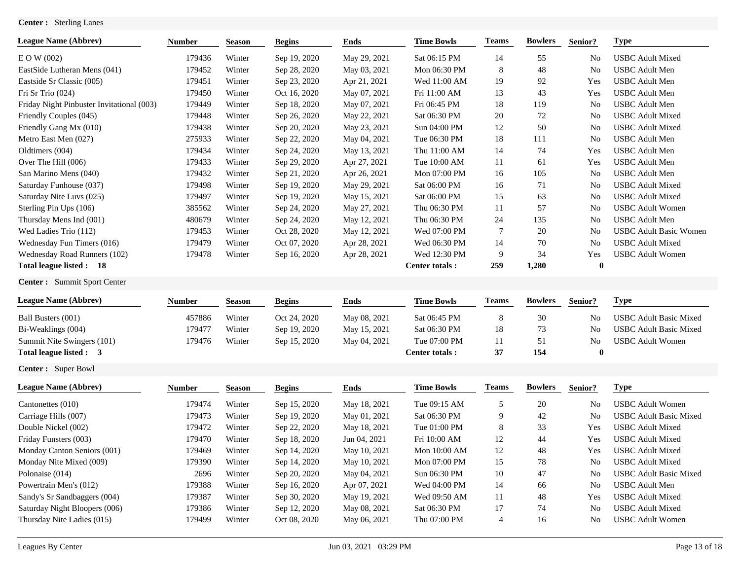**Center :** Sterling Lanes

| League Name (Abbrev) | Number | Season | Begins | Ends | Time Bowls | Teams | Bowlers | Senior? | Type |
|---|---|---|---|---|---|---|---|---|---|
| E O W (002) | 179436 | Winter | Sep 19, 2020 | May 29, 2021 | Sat 06:15 PM | 14 | 55 | No | USBC Adult Mixed |
| EastSide Lutheran Mens (041) | 179452 | Winter | Sep 28, 2020 | May 03, 2021 | Mon 06:30 PM | 8 | 48 | No | USBC Adult Men |
| Eastside Sr Classic (005) | 179451 | Winter | Sep 23, 2020 | Apr 21, 2021 | Wed 11:00 AM | 19 | 92 | Yes | USBC Adult Men |
| Fri Sr Trio (024) | 179450 | Winter | Oct 16, 2020 | May 07, 2021 | Fri 11:00 AM | 13 | 43 | Yes | USBC Adult Men |
| Friday Night Pinbuster Invitational (003) | 179449 | Winter | Sep 18, 2020 | May 07, 2021 | Fri 06:45 PM | 18 | 119 | No | USBC Adult Men |
| Friendly Couples (045) | 179448 | Winter | Sep 26, 2020 | May 22, 2021 | Sat 06:30 PM | 20 | 72 | No | USBC Adult Mixed |
| Friendly Gang Mx (010) | 179438 | Winter | Sep 20, 2020 | May 23, 2021 | Sun 04:00 PM | 12 | 50 | No | USBC Adult Mixed |
| Metro East Men (027) | 275933 | Winter | Sep 22, 2020 | May 04, 2021 | Tue 06:30 PM | 18 | 111 | No | USBC Adult Men |
| Oldtimers (004) | 179434 | Winter | Sep 24, 2020 | May 13, 2021 | Thu 11:00 AM | 14 | 74 | Yes | USBC Adult Men |
| Over The Hill (006) | 179433 | Winter | Sep 29, 2020 | Apr 27, 2021 | Tue 10:00 AM | 11 | 61 | Yes | USBC Adult Men |
| San Marino Mens (040) | 179432 | Winter | Sep 21, 2020 | Apr 26, 2021 | Mon 07:00 PM | 16 | 105 | No | USBC Adult Men |
| Saturday Funhouse (037) | 179498 | Winter | Sep 19, 2020 | May 29, 2021 | Sat 06:00 PM | 16 | 71 | No | USBC Adult Mixed |
| Saturday Nite Luvs (025) | 179497 | Winter | Sep 19, 2020 | May 15, 2021 | Sat 06:00 PM | 15 | 63 | No | USBC Adult Mixed |
| Sterling Pin Ups (106) | 385562 | Winter | Sep 24, 2020 | May 27, 2021 | Thu 06:30 PM | 11 | 57 | No | USBC Adult Women |
| Thursday Mens Ind (001) | 480679 | Winter | Sep 24, 2020 | May 12, 2021 | Thu 06:30 PM | 24 | 135 | No | USBC Adult Men |
| Wed Ladies Trio (112) | 179453 | Winter | Oct 28, 2020 | May 12, 2021 | Wed 07:00 PM | 7 | 20 | No | USBC Adult Basic Women |
| Wednesday Fun Timers (016) | 179479 | Winter | Oct 07, 2020 | Apr 28, 2021 | Wed 06:30 PM | 14 | 70 | No | USBC Adult Mixed |
| Wednesday Road Runners (102) | 179478 | Winter | Sep 16, 2020 | Apr 28, 2021 | Wed 12:30 PM | 9 | 34 | Yes | USBC Adult Women |
| **Total league listed : 18** | | | | | **Center totals :** | **259** | **1,280** | **0** | |

**Center :** Summit Sport Center

| League Name (Abbrev) | Number | Season | Begins | Ends | Time Bowls | Teams | Bowlers | Senior? | Type |
|---|---|---|---|---|---|---|---|---|---|
| Ball Busters (001) | 457886 | Winter | Oct 24, 2020 | May 08, 2021 | Sat 06:45 PM | 8 | 30 | No | USBC Adult Basic Mixed |
| Bi-Weaklings (004) | 179477 | Winter | Sep 19, 2020 | May 15, 2021 | Sat 06:30 PM | 18 | 73 | No | USBC Adult Basic Mixed |
| Summit Nite Swingers (101) | 179476 | Winter | Sep 15, 2020 | May 04, 2021 | Tue 07:00 PM | 11 | 51 | No | USBC Adult Women |
| **Total league listed : 3** | | | | | **Center totals :** | **37** | **154** | **0** | |

**Center :** Super Bowl

| League Name (Abbrev) | Number | Season | Begins | Ends | Time Bowls | Teams | Bowlers | Senior? | Type |
|---|---|---|---|---|---|---|---|---|---|
| Cantonettes (010) | 179474 | Winter | Sep 15, 2020 | May 18, 2021 | Tue 09:15 AM | 5 | 20 | No | USBC Adult Women |
| Carriage Hills (007) | 179473 | Winter | Sep 19, 2020 | May 01, 2021 | Sat 06:30 PM | 9 | 42 | No | USBC Adult Basic Mixed |
| Double Nickel (002) | 179472 | Winter | Sep 22, 2020 | May 18, 2021 | Tue 01:00 PM | 8 | 33 | Yes | USBC Adult Mixed |
| Friday Funsters (003) | 179470 | Winter | Sep 18, 2020 | Jun 04, 2021 | Fri 10:00 AM | 12 | 44 | Yes | USBC Adult Mixed |
| Monday Canton Seniors (001) | 179469 | Winter | Sep 14, 2020 | May 10, 2021 | Mon 10:00 AM | 12 | 48 | Yes | USBC Adult Mixed |
| Monday Nite Mixed (009) | 179390 | Winter | Sep 14, 2020 | May 10, 2021 | Mon 07:00 PM | 15 | 78 | No | USBC Adult Mixed |
| Polonaise (014) | 2696 | Winter | Sep 20, 2020 | May 04, 2021 | Sun 06:30 PM | 10 | 47 | No | USBC Adult Basic Mixed |
| Powertrain Men's (012) | 179388 | Winter | Sep 16, 2020 | Apr 07, 2021 | Wed 04:00 PM | 14 | 66 | No | USBC Adult Men |
| Sandy's Sr Sandbaggers (004) | 179387 | Winter | Sep 30, 2020 | May 19, 2021 | Wed 09:50 AM | 11 | 48 | Yes | USBC Adult Mixed |
| Saturday Night Bloopers (006) | 179386 | Winter | Sep 12, 2020 | May 08, 2021 | Sat 06:30 PM | 17 | 74 | No | USBC Adult Mixed |
| Thursday Nite Ladies (015) | 179499 | Winter | Oct 08, 2020 | May 06, 2021 | Thu 07:00 PM | 4 | 16 | No | USBC Adult Women |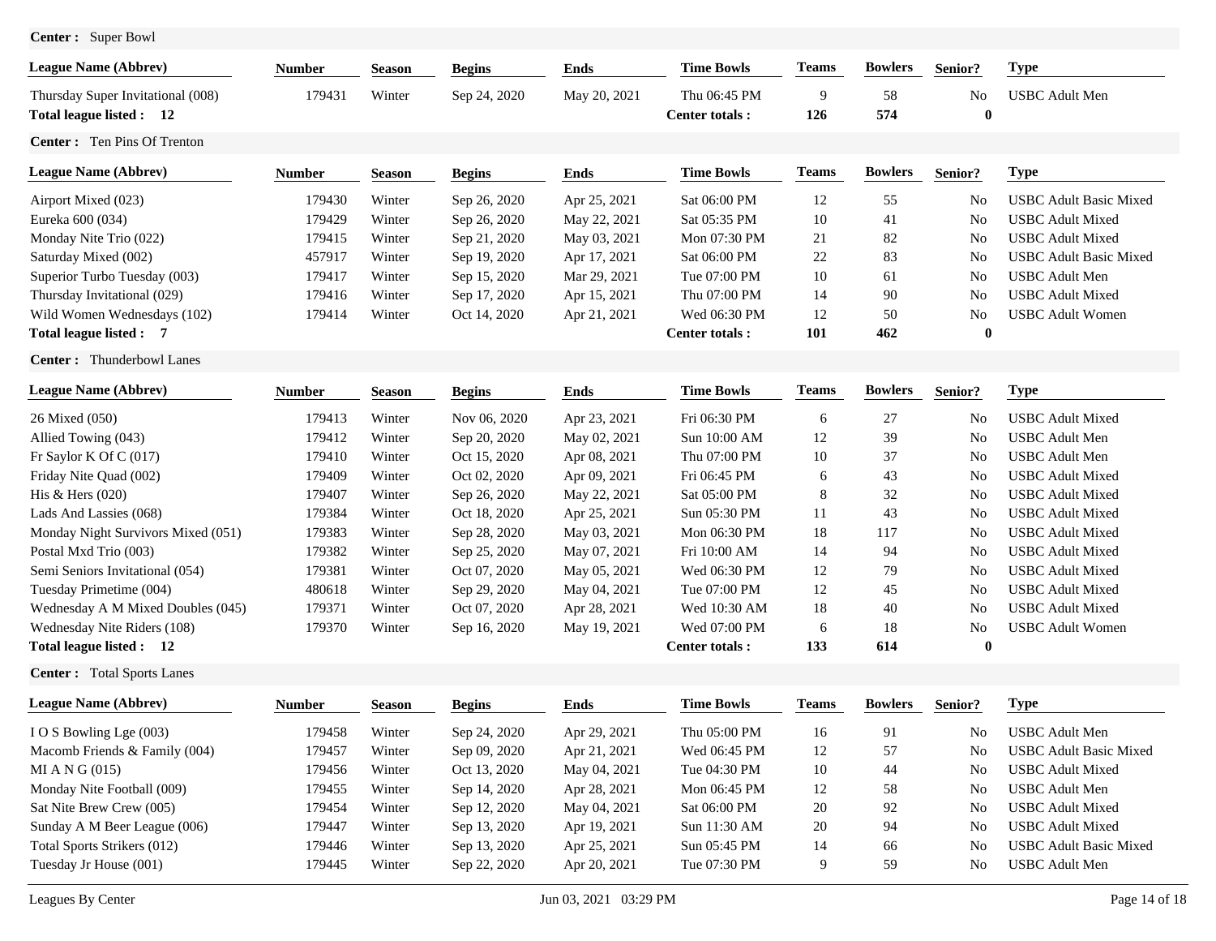**Center :** Super Bowl

| League Name (Abbrev) | Number | Season | Begins | Ends | Time Bowls | Teams | Bowlers | Senior? | Type |
|---|---|---|---|---|---|---|---|---|---|
| Thursday Super Invitational (008) | 179431 | Winter | Sep 24, 2020 | May 20, 2021 | Thu 06:45 PM | 9 | 58 | No | USBC Adult Men |
| **Total league listed : 12** | | | | | **Center totals :** | **126** | **574** | **0** | |

**Center :** Ten Pins Of Trenton

| League Name (Abbrev) | Number | Season | Begins | Ends | Time Bowls | Teams | Bowlers | Senior? | Type |
|---|---|---|---|---|---|---|---|---|---|
| Airport Mixed (023) | 179430 | Winter | Sep 26, 2020 | Apr 25, 2021 | Sat 06:00 PM | 12 | 55 | No | USBC Adult Basic Mixed |
| Eureka 600 (034) | 179429 | Winter | Sep 26, 2020 | May 22, 2021 | Sat 05:35 PM | 10 | 41 | No | USBC Adult Mixed |
| Monday Nite Trio (022) | 179415 | Winter | Sep 21, 2020 | May 03, 2021 | Mon 07:30 PM | 21 | 82 | No | USBC Adult Mixed |
| Saturday Mixed (002) | 457917 | Winter | Sep 19, 2020 | Apr 17, 2021 | Sat 06:00 PM | 22 | 83 | No | USBC Adult Basic Mixed |
| Superior Turbo Tuesday (003) | 179417 | Winter | Sep 15, 2020 | Mar 29, 2021 | Tue 07:00 PM | 10 | 61 | No | USBC Adult Men |
| Thursday Invitational (029) | 179416 | Winter | Sep 17, 2020 | Apr 15, 2021 | Thu 07:00 PM | 14 | 90 | No | USBC Adult Mixed |
| Wild Women Wednesdays (102) | 179414 | Winter | Oct 14, 2020 | Apr 21, 2021 | Wed 06:30 PM | 12 | 50 | No | USBC Adult Women |
| **Total league listed : 7** | | | | | **Center totals :** | **101** | **462** | **0** | |

**Center :** Thunderbowl Lanes

| League Name (Abbrev) | Number | Season | Begins | Ends | Time Bowls | Teams | Bowlers | Senior? | Type |
|---|---|---|---|---|---|---|---|---|---|
| 26 Mixed (050) | 179413 | Winter | Nov 06, 2020 | Apr 23, 2021 | Fri 06:30 PM | 6 | 27 | No | USBC Adult Mixed |
| Allied Towing (043) | 179412 | Winter | Sep 20, 2020 | May 02, 2021 | Sun 10:00 AM | 12 | 39 | No | USBC Adult Men |
| Fr Saylor K Of C (017) | 179410 | Winter | Oct 15, 2020 | Apr 08, 2021 | Thu 07:00 PM | 10 | 37 | No | USBC Adult Men |
| Friday Nite Quad (002) | 179409 | Winter | Oct 02, 2020 | Apr 09, 2021 | Fri 06:45 PM | 6 | 43 | No | USBC Adult Mixed |
| His & Hers (020) | 179407 | Winter | Sep 26, 2020 | May 22, 2021 | Sat 05:00 PM | 8 | 32 | No | USBC Adult Mixed |
| Lads And Lassies (068) | 179384 | Winter | Oct 18, 2020 | Apr 25, 2021 | Sun 05:30 PM | 11 | 43 | No | USBC Adult Mixed |
| Monday Night Survivors Mixed (051) | 179383 | Winter | Sep 28, 2020 | May 03, 2021 | Mon 06:30 PM | 18 | 117 | No | USBC Adult Mixed |
| Postal Mxd Trio (003) | 179382 | Winter | Sep 25, 2020 | May 07, 2021 | Fri 10:00 AM | 14 | 94 | No | USBC Adult Mixed |
| Semi Seniors Invitational (054) | 179381 | Winter | Oct 07, 2020 | May 05, 2021 | Wed 06:30 PM | 12 | 79 | No | USBC Adult Mixed |
| Tuesday Primetime (004) | 480618 | Winter | Sep 29, 2020 | May 04, 2021 | Tue 07:00 PM | 12 | 45 | No | USBC Adult Mixed |
| Wednesday A M Mixed Doubles (045) | 179371 | Winter | Oct 07, 2020 | Apr 28, 2021 | Wed 10:30 AM | 18 | 40 | No | USBC Adult Mixed |
| Wednesday Nite Riders (108) | 179370 | Winter | Sep 16, 2020 | May 19, 2021 | Wed 07:00 PM | 6 | 18 | No | USBC Adult Women |
| **Total league listed : 12** | | | | | **Center totals :** | **133** | **614** | **0** | |

**Center :** Total Sports Lanes

| League Name (Abbrev) | Number | Season | Begins | Ends | Time Bowls | Teams | Bowlers | Senior? | Type |
|---|---|---|---|---|---|---|---|---|---|
| I O S Bowling Lge (003) | 179458 | Winter | Sep 24, 2020 | Apr 29, 2021 | Thu 05:00 PM | 16 | 91 | No | USBC Adult Men |
| Macomb Friends & Family (004) | 179457 | Winter | Sep 09, 2020 | Apr 21, 2021 | Wed 06:45 PM | 12 | 57 | No | USBC Adult Basic Mixed |
| MI A N G (015) | 179456 | Winter | Oct 13, 2020 | May 04, 2021 | Tue 04:30 PM | 10 | 44 | No | USBC Adult Mixed |
| Monday Nite Football (009) | 179455 | Winter | Sep 14, 2020 | Apr 28, 2021 | Mon 06:45 PM | 12 | 58 | No | USBC Adult Men |
| Sat Nite Brew Crew (005) | 179454 | Winter | Sep 12, 2020 | May 04, 2021 | Sat 06:00 PM | 20 | 92 | No | USBC Adult Mixed |
| Sunday A M Beer League (006) | 179447 | Winter | Sep 13, 2020 | Apr 19, 2021 | Sun 11:30 AM | 20 | 94 | No | USBC Adult Mixed |
| Total Sports Strikers (012) | 179446 | Winter | Sep 13, 2020 | Apr 25, 2021 | Sun 05:45 PM | 14 | 66 | No | USBC Adult Basic Mixed |
| Tuesday Jr House (001) | 179445 | Winter | Sep 22, 2020 | Apr 20, 2021 | Tue 07:30 PM | 9 | 59 | No | USBC Adult Men |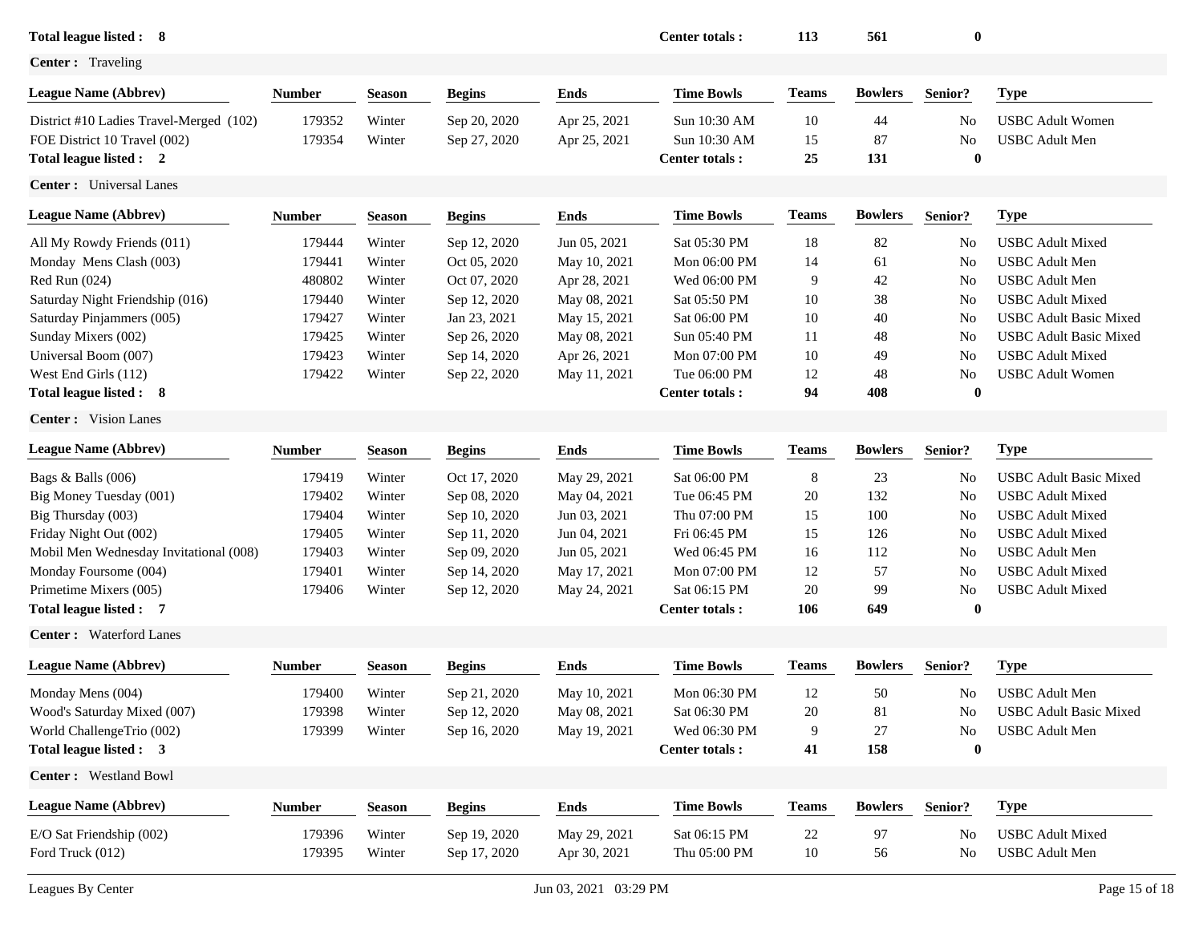| | | | | | Center totals : | 113 | 561 | 0 | |
|---|---|---|---|---|---|---|---|---|---|

**Total league listed : 8**

**Center :** Traveling

| League Name (Abbrev) | Number | Season | Begins | Ends | Time Bowls | Teams | Bowlers | Senior? | Type |
|---|---|---|---|---|---|---|---|---|---|
| District #10 Ladies Travel-Merged (102) | 179352 | Winter | Sep 20, 2020 | Apr 25, 2021 | Sun 10:30 AM | 10 | 44 | No | USBC Adult Women |
| FOE District 10 Travel (002) | 179354 | Winter | Sep 27, 2020 | Apr 25, 2021 | Sun 10:30 AM | 15 | 87 | No | USBC Adult Men |
| **Total league listed : 2** | | | | | **Center totals :** | **25** | **131** | **0** | |

**Center :** Universal Lanes

| League Name (Abbrev) | Number | Season | Begins | Ends | Time Bowls | Teams | Bowlers | Senior? | Type |
|---|---|---|---|---|---|---|---|---|---|
| All My Rowdy Friends (011) | 179444 | Winter | Sep 12, 2020 | Jun 05, 2021 | Sat 05:30 PM | 18 | 82 | No | USBC Adult Mixed |
| Monday Mens Clash (003) | 179441 | Winter | Oct 05, 2020 | May 10, 2021 | Mon 06:00 PM | 14 | 61 | No | USBC Adult Men |
| Red Run (024) | 480802 | Winter | Oct 07, 2020 | Apr 28, 2021 | Wed 06:00 PM | 9 | 42 | No | USBC Adult Men |
| Saturday Night Friendship (016) | 179440 | Winter | Sep 12, 2020 | May 08, 2021 | Sat 05:50 PM | 10 | 38 | No | USBC Adult Mixed |
| Saturday Pinjammers (005) | 179427 | Winter | Jan 23, 2021 | May 15, 2021 | Sat 06:00 PM | 10 | 40 | No | USBC Adult Basic Mixed |
| Sunday Mixers (002) | 179425 | Winter | Sep 26, 2020 | May 08, 2021 | Sun 05:40 PM | 11 | 48 | No | USBC Adult Basic Mixed |
| Universal Boom (007) | 179423 | Winter | Sep 14, 2020 | Apr 26, 2021 | Mon 07:00 PM | 10 | 49 | No | USBC Adult Mixed |
| West End Girls (112) | 179422 | Winter | Sep 22, 2020 | May 11, 2021 | Tue 06:00 PM | 12 | 48 | No | USBC Adult Women |
| **Total league listed : 8** | | | | | **Center totals :** | **94** | **408** | **0** | |

**Center :** Vision Lanes

| League Name (Abbrev) | Number | Season | Begins | Ends | Time Bowls | Teams | Bowlers | Senior? | Type |
|---|---|---|---|---|---|---|---|---|---|
| Bags & Balls (006) | 179419 | Winter | Oct 17, 2020 | May 29, 2021 | Sat 06:00 PM | 8 | 23 | No | USBC Adult Basic Mixed |
| Big Money Tuesday (001) | 179402 | Winter | Sep 08, 2020 | May 04, 2021 | Tue 06:45 PM | 20 | 132 | No | USBC Adult Mixed |
| Big Thursday (003) | 179404 | Winter | Sep 10, 2020 | Jun 03, 2021 | Thu 07:00 PM | 15 | 100 | No | USBC Adult Mixed |
| Friday Night Out (002) | 179405 | Winter | Sep 11, 2020 | Jun 04, 2021 | Fri 06:45 PM | 15 | 126 | No | USBC Adult Mixed |
| Mobil Men Wednesday Invitational (008) | 179403 | Winter | Sep 09, 2020 | Jun 05, 2021 | Wed 06:45 PM | 16 | 112 | No | USBC Adult Men |
| Monday Foursome (004) | 179401 | Winter | Sep 14, 2020 | May 17, 2021 | Mon 07:00 PM | 12 | 57 | No | USBC Adult Mixed |
| Primetime Mixers (005) | 179406 | Winter | Sep 12, 2020 | May 24, 2021 | Sat 06:15 PM | 20 | 99 | No | USBC Adult Mixed |
| **Total league listed : 7** | | | | | **Center totals :** | **106** | **649** | **0** | |

**Center :** Waterford Lanes

| League Name (Abbrev) | Number | Season | Begins | Ends | Time Bowls | Teams | Bowlers | Senior? | Type |
|---|---|---|---|---|---|---|---|---|---|
| Monday Mens (004) | 179400 | Winter | Sep 21, 2020 | May 10, 2021 | Mon 06:30 PM | 12 | 50 | No | USBC Adult Men |
| Wood's Saturday Mixed (007) | 179398 | Winter | Sep 12, 2020 | May 08, 2021 | Sat 06:30 PM | 20 | 81 | No | USBC Adult Basic Mixed |
| World ChallengeTrio (002) | 179399 | Winter | Sep 16, 2020 | May 19, 2021 | Wed 06:30 PM | 9 | 27 | No | USBC Adult Men |
| **Total league listed : 3** | | | | | **Center totals :** | **41** | **158** | **0** | |

**Center :** Westland Bowl

| League Name (Abbrev) | Number | Season | Begins | Ends | Time Bowls | Teams | Bowlers | Senior? | Type |
|---|---|---|---|---|---|---|---|---|---|
| E/O Sat Friendship (002) | 179396 | Winter | Sep 19, 2020 | May 29, 2021 | Sat 06:15 PM | 22 | 97 | No | USBC Adult Mixed |
| Ford Truck (012) | 179395 | Winter | Sep 17, 2020 | Apr 30, 2021 | Thu 05:00 PM | 10 | 56 | No | USBC Adult Men |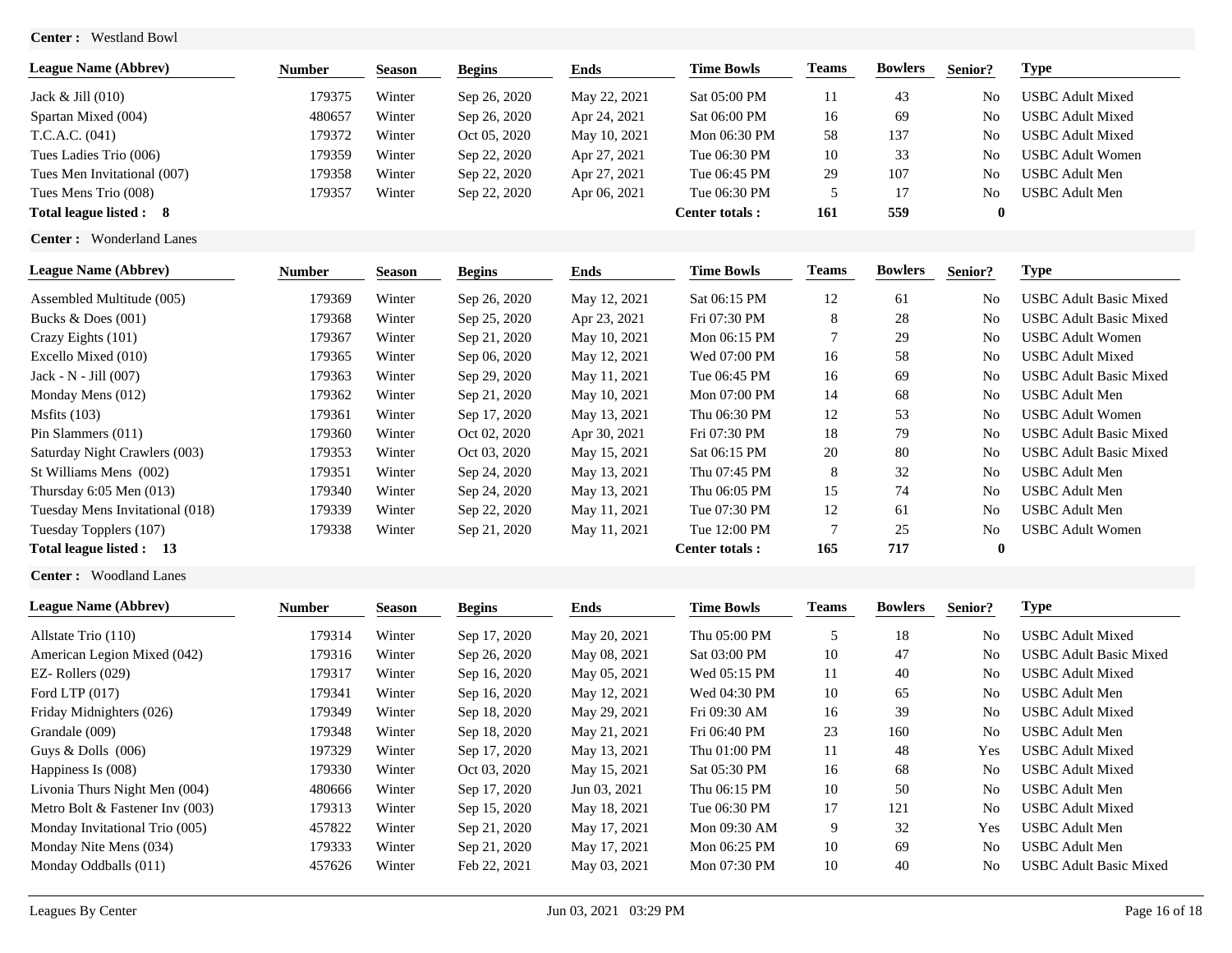**Center :** Westland Bowl

| League Name (Abbrev) | Number | Season | Begins | Ends | Time Bowls | Teams | Bowlers | Senior? | Type |
|---|---|---|---|---|---|---|---|---|---|
| Jack & Jill (010) | 179375 | Winter | Sep 26, 2020 | May 22, 2021 | Sat 05:00 PM | 11 | 43 | No | USBC Adult Mixed |
| Spartan Mixed (004) | 480657 | Winter | Sep 26, 2020 | Apr 24, 2021 | Sat 06:00 PM | 16 | 69 | No | USBC Adult Mixed |
| T.C.A.C. (041) | 179372 | Winter | Oct 05, 2020 | May 10, 2021 | Mon 06:30 PM | 58 | 137 | No | USBC Adult Mixed |
| Tues Ladies Trio (006) | 179359 | Winter | Sep 22, 2020 | Apr 27, 2021 | Tue 06:30 PM | 10 | 33 | No | USBC Adult Women |
| Tues Men Invitational (007) | 179358 | Winter | Sep 22, 2020 | Apr 27, 2021 | Tue 06:45 PM | 29 | 107 | No | USBC Adult Men |
| Tues Mens Trio (008) | 179357 | Winter | Sep 22, 2020 | Apr 06, 2021 | Tue 06:30 PM | 5 | 17 | No | USBC Adult Men |
| **Total league listed : 8** | | | | | **Center totals :** | **161** | **559** | **0** | |

**Center :** Wonderland Lanes

| League Name (Abbrev) | Number | Season | Begins | Ends | Time Bowls | Teams | Bowlers | Senior? | Type |
|---|---|---|---|---|---|---|---|---|---|
| Assembled Multitude (005) | 179369 | Winter | Sep 26, 2020 | May 12, 2021 | Sat 06:15 PM | 12 | 61 | No | USBC Adult Basic Mixed |
| Bucks & Does (001) | 179368 | Winter | Sep 25, 2020 | Apr 23, 2021 | Fri 07:30 PM | 8 | 28 | No | USBC Adult Basic Mixed |
| Crazy Eights (101) | 179367 | Winter | Sep 21, 2020 | May 10, 2021 | Mon 06:15 PM | 7 | 29 | No | USBC Adult Women |
| Excello Mixed (010) | 179365 | Winter | Sep 06, 2020 | May 12, 2021 | Wed 07:00 PM | 16 | 58 | No | USBC Adult Mixed |
| Jack - N - Jill (007) | 179363 | Winter | Sep 29, 2020 | May 11, 2021 | Tue 06:45 PM | 16 | 69 | No | USBC Adult Basic Mixed |
| Monday Mens (012) | 179362 | Winter | Sep 21, 2020 | May 10, 2021 | Mon 07:00 PM | 14 | 68 | No | USBC Adult Men |
| Msfits (103) | 179361 | Winter | Sep 17, 2020 | May 13, 2021 | Thu 06:30 PM | 12 | 53 | No | USBC Adult Women |
| Pin Slammers (011) | 179360 | Winter | Oct 02, 2020 | Apr 30, 2021 | Fri 07:30 PM | 18 | 79 | No | USBC Adult Basic Mixed |
| Saturday Night Crawlers (003) | 179353 | Winter | Oct 03, 2020 | May 15, 2021 | Sat 06:15 PM | 20 | 80 | No | USBC Adult Basic Mixed |
| St Williams Mens (002) | 179351 | Winter | Sep 24, 2020 | May 13, 2021 | Thu 07:45 PM | 8 | 32 | No | USBC Adult Men |
| Thursday 6:05 Men (013) | 179340 | Winter | Sep 24, 2020 | May 13, 2021 | Thu 06:05 PM | 15 | 74 | No | USBC Adult Men |
| Tuesday Mens Invitational (018) | 179339 | Winter | Sep 22, 2020 | May 11, 2021 | Tue 07:30 PM | 12 | 61 | No | USBC Adult Men |
| Tuesday Topplers (107) | 179338 | Winter | Sep 21, 2020 | May 11, 2021 | Tue 12:00 PM | 7 | 25 | No | USBC Adult Women |
| **Total league listed : 13** | | | | | **Center totals :** | **165** | **717** | **0** | |

**Center :** Woodland Lanes

| League Name (Abbrev) | Number | Season | Begins | Ends | Time Bowls | Teams | Bowlers | Senior? | Type |
|---|---|---|---|---|---|---|---|---|---|
| Allstate Trio (110) | 179314 | Winter | Sep 17, 2020 | May 20, 2021 | Thu 05:00 PM | 5 | 18 | No | USBC Adult Mixed |
| American Legion Mixed (042) | 179316 | Winter | Sep 26, 2020 | May 08, 2021 | Sat 03:00 PM | 10 | 47 | No | USBC Adult Basic Mixed |
| EZ- Rollers (029) | 179317 | Winter | Sep 16, 2020 | May 05, 2021 | Wed 05:15 PM | 11 | 40 | No | USBC Adult Mixed |
| Ford LTP (017) | 179341 | Winter | Sep 16, 2020 | May 12, 2021 | Wed 04:30 PM | 10 | 65 | No | USBC Adult Men |
| Friday Midnighters (026) | 179349 | Winter | Sep 18, 2020 | May 29, 2021 | Fri 09:30 AM | 16 | 39 | No | USBC Adult Mixed |
| Grandale (009) | 179348 | Winter | Sep 18, 2020 | May 21, 2021 | Fri 06:40 PM | 23 | 160 | No | USBC Adult Men |
| Guys & Dolls (006) | 197329 | Winter | Sep 17, 2020 | May 13, 2021 | Thu 01:00 PM | 11 | 48 | Yes | USBC Adult Mixed |
| Happiness Is (008) | 179330 | Winter | Oct 03, 2020 | May 15, 2021 | Sat 05:30 PM | 16 | 68 | No | USBC Adult Mixed |
| Livonia Thurs Night Men (004) | 480666 | Winter | Sep 17, 2020 | Jun 03, 2021 | Thu 06:15 PM | 10 | 50 | No | USBC Adult Men |
| Metro Bolt & Fastener Inv (003) | 179313 | Winter | Sep 15, 2020 | May 18, 2021 | Tue 06:30 PM | 17 | 121 | No | USBC Adult Mixed |
| Monday Invitational Trio (005) | 457822 | Winter | Sep 21, 2020 | May 17, 2021 | Mon 09:30 AM | 9 | 32 | Yes | USBC Adult Men |
| Monday Nite Mens (034) | 179333 | Winter | Sep 21, 2020 | May 17, 2021 | Mon 06:25 PM | 10 | 69 | No | USBC Adult Men |
| Monday Oddballs (011) | 457626 | Winter | Feb 22, 2021 | May 03, 2021 | Mon 07:30 PM | 10 | 40 | No | USBC Adult Basic Mixed |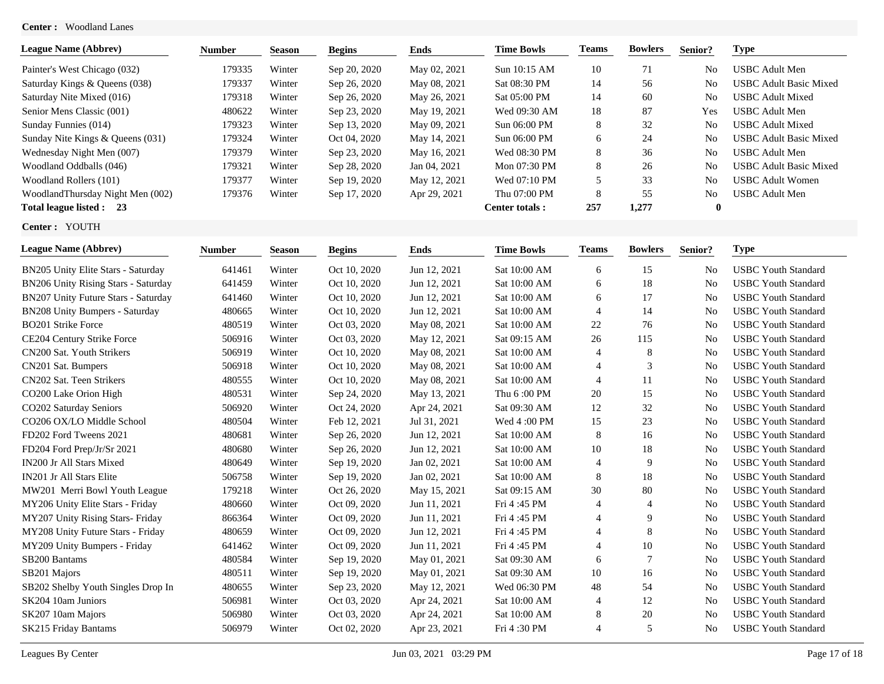**Center :** Woodland Lanes

| League Name (Abbrev) | Number | Season | Begins | Ends | Time Bowls | Teams | Bowlers | Senior? | Type |
|---|---|---|---|---|---|---|---|---|---|
| Painter's West Chicago (032) | 179335 | Winter | Sep 20, 2020 | May 02, 2021 | Sun 10:15 AM | 10 | 71 | No | USBC Adult Men |
| Saturday Kings & Queens (038) | 179337 | Winter | Sep 26, 2020 | May 08, 2021 | Sat 08:30 PM | 14 | 56 | No | USBC Adult Basic Mixed |
| Saturday Nite Mixed (016) | 179318 | Winter | Sep 26, 2020 | May 26, 2021 | Sat 05:00 PM | 14 | 60 | No | USBC Adult Mixed |
| Senior Mens Classic (001) | 480622 | Winter | Sep 23, 2020 | May 19, 2021 | Wed 09:30 AM | 18 | 87 | Yes | USBC Adult Men |
| Sunday Funnies (014) | 179323 | Winter | Sep 13, 2020 | May 09, 2021 | Sun 06:00 PM | 8 | 32 | No | USBC Adult Mixed |
| Sunday Nite Kings & Queens (031) | 179324 | Winter | Oct 04, 2020 | May 14, 2021 | Sun 06:00 PM | 6 | 24 | No | USBC Adult Basic Mixed |
| Wednesday Night Men (007) | 179379 | Winter | Sep 23, 2020 | May 16, 2021 | Wed 08:30 PM | 8 | 36 | No | USBC Adult Men |
| Woodland Oddballs (046) | 179321 | Winter | Sep 28, 2020 | Jan 04, 2021 | Mon 07:30 PM | 8 | 26 | No | USBC Adult Basic Mixed |
| Woodland Rollers (101) | 179377 | Winter | Sep 19, 2020 | May 12, 2021 | Wed 07:10 PM | 5 | 33 | No | USBC Adult Women |
| WoodlandThursday Night Men (002) | 179376 | Winter | Sep 17, 2020 | Apr 29, 2021 | Thu 07:00 PM | 8 | 55 | No | USBC Adult Men |
| **Total league listed : 23** | | | | | **Center totals :** | **257** | **1,277** | **0** | |

**Center :** YOUTH

| League Name (Abbrev) | Number | Season | Begins | Ends | Time Bowls | Teams | Bowlers | Senior? | Type |
|---|---|---|---|---|---|---|---|---|---|
| BN205 Unity Elite Stars - Saturday | 641461 | Winter | Oct 10, 2020 | Jun 12, 2021 | Sat 10:00 AM | 6 | 15 | No | USBC Youth Standard |
| BN206 Unity Rising Stars - Saturday | 641459 | Winter | Oct 10, 2020 | Jun 12, 2021 | Sat 10:00 AM | 6 | 18 | No | USBC Youth Standard |
| BN207 Unity Future Stars - Saturday | 641460 | Winter | Oct 10, 2020 | Jun 12, 2021 | Sat 10:00 AM | 6 | 17 | No | USBC Youth Standard |
| BN208 Unity Bumpers - Saturday | 480665 | Winter | Oct 10, 2020 | Jun 12, 2021 | Sat 10:00 AM | 4 | 14 | No | USBC Youth Standard |
| BO201 Strike Force | 480519 | Winter | Oct 03, 2020 | May 08, 2021 | Sat 10:00 AM | 22 | 76 | No | USBC Youth Standard |
| CE204 Century Strike Force | 506916 | Winter | Oct 03, 2020 | May 12, 2021 | Sat 09:15 AM | 26 | 115 | No | USBC Youth Standard |
| CN200 Sat. Youth Strikers | 506919 | Winter | Oct 10, 2020 | May 08, 2021 | Sat 10:00 AM | 4 | 8 | No | USBC Youth Standard |
| CN201 Sat. Bumpers | 506918 | Winter | Oct 10, 2020 | May 08, 2021 | Sat 10:00 AM | 4 | 3 | No | USBC Youth Standard |
| CN202 Sat. Teen Strikers | 480555 | Winter | Oct 10, 2020 | May 08, 2021 | Sat 10:00 AM | 4 | 11 | No | USBC Youth Standard |
| CO200 Lake Orion High | 480531 | Winter | Sep 24, 2020 | May 13, 2021 | Thu 6 :00 PM | 20 | 15 | No | USBC Youth Standard |
| CO202 Saturday Seniors | 506920 | Winter | Oct 24, 2020 | Apr 24, 2021 | Sat 09:30 AM | 12 | 32 | No | USBC Youth Standard |
| CO206 OX/LO Middle School | 480504 | Winter | Feb 12, 2021 | Jul 31, 2021 | Wed 4 :00 PM | 15 | 23 | No | USBC Youth Standard |
| FD202 Ford Tweens 2021 | 480681 | Winter | Sep 26, 2020 | Jun 12, 2021 | Sat 10:00 AM | 8 | 16 | No | USBC Youth Standard |
| FD204 Ford Prep/Jr/Sr 2021 | 480680 | Winter | Sep 26, 2020 | Jun 12, 2021 | Sat 10:00 AM | 10 | 18 | No | USBC Youth Standard |
| IN200 Jr All Stars Mixed | 480649 | Winter | Sep 19, 2020 | Jan 02, 2021 | Sat 10:00 AM | 4 | 9 | No | USBC Youth Standard |
| IN201 Jr All Stars Elite | 506758 | Winter | Sep 19, 2020 | Jan 02, 2021 | Sat 10:00 AM | 8 | 18 | No | USBC Youth Standard |
| MW201 Merri Bowl Youth League | 179218 | Winter | Oct 26, 2020 | May 15, 2021 | Sat 09:15 AM | 30 | 80 | No | USBC Youth Standard |
| MY206 Unity Elite Stars - Friday | 480660 | Winter | Oct 09, 2020 | Jun 11, 2021 | Fri 4 :45 PM | 4 | 4 | No | USBC Youth Standard |
| MY207 Unity Rising Stars- Friday | 866364 | Winter | Oct 09, 2020 | Jun 11, 2021 | Fri 4 :45 PM | 4 | 9 | No | USBC Youth Standard |
| MY208 Unity Future Stars - Friday | 480659 | Winter | Oct 09, 2020 | Jun 12, 2021 | Fri 4 :45 PM | 4 | 8 | No | USBC Youth Standard |
| MY209 Unity Bumpers - Friday | 641462 | Winter | Oct 09, 2020 | Jun 11, 2021 | Fri 4 :45 PM | 4 | 10 | No | USBC Youth Standard |
| SB200 Bantams | 480584 | Winter | Sep 19, 2020 | May 01, 2021 | Sat 09:30 AM | 6 | 7 | No | USBC Youth Standard |
| SB201 Majors | 480511 | Winter | Sep 19, 2020 | May 01, 2021 | Sat 09:30 AM | 10 | 16 | No | USBC Youth Standard |
| SB202 Shelby Youth Singles Drop In | 480655 | Winter | Sep 23, 2020 | May 12, 2021 | Wed 06:30 PM | 48 | 54 | No | USBC Youth Standard |
| SK204 10am Juniors | 506981 | Winter | Oct 03, 2020 | Apr 24, 2021 | Sat 10:00 AM | 4 | 12 | No | USBC Youth Standard |
| SK207 10am Majors | 506980 | Winter | Oct 03, 2020 | Apr 24, 2021 | Sat 10:00 AM | 8 | 20 | No | USBC Youth Standard |
| SK215 Friday Bantams | 506979 | Winter | Oct 02, 2020 | Apr 23, 2021 | Fri 4 :30 PM | 4 | 5 | No | USBC Youth Standard |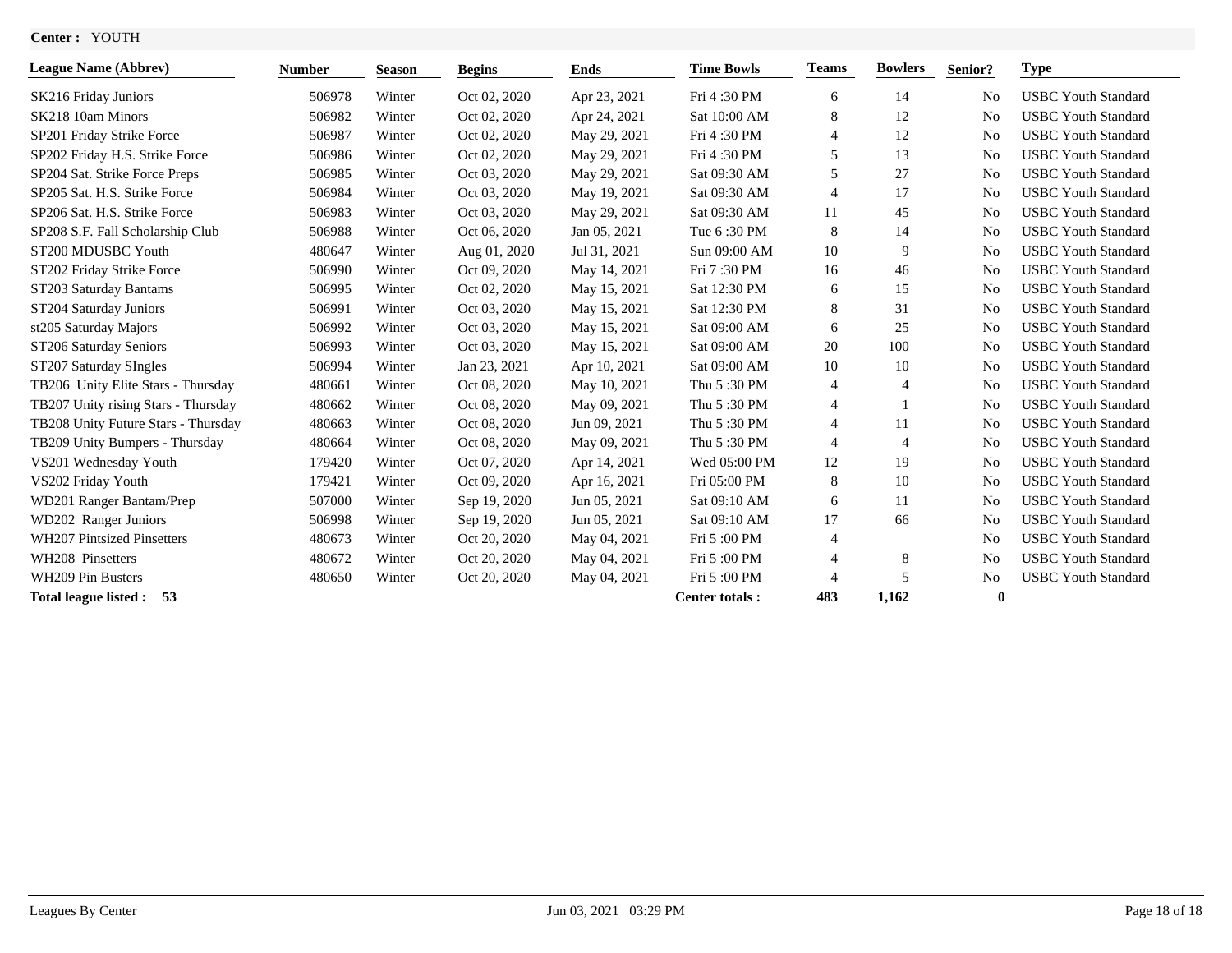**Center :** YOUTH

| League Name (Abbrev) | Number | Season | Begins | Ends | Time Bowls | Teams | Bowlers | Senior? | Type |
|---|---|---|---|---|---|---|---|---|---|
| SK216 Friday Juniors | 506978 | Winter | Oct 02, 2020 | Apr 23, 2021 | Fri 4 :30 PM | 6 | 14 | No | USBC Youth Standard |
| SK218 10am Minors | 506982 | Winter | Oct 02, 2020 | Apr 24, 2021 | Sat 10:00 AM | 8 | 12 | No | USBC Youth Standard |
| SP201 Friday Strike Force | 506987 | Winter | Oct 02, 2020 | May 29, 2021 | Fri 4 :30 PM | 4 | 12 | No | USBC Youth Standard |
| SP202 Friday H.S. Strike Force | 506986 | Winter | Oct 02, 2020 | May 29, 2021 | Fri 4 :30 PM | 5 | 13 | No | USBC Youth Standard |
| SP204 Sat. Strike Force Preps | 506985 | Winter | Oct 03, 2020 | May 29, 2021 | Sat 09:30 AM | 5 | 27 | No | USBC Youth Standard |
| SP205 Sat. H.S. Strike Force | 506984 | Winter | Oct 03, 2020 | May 19, 2021 | Sat 09:30 AM | 4 | 17 | No | USBC Youth Standard |
| SP206 Sat. H.S. Strike Force | 506983 | Winter | Oct 03, 2020 | May 29, 2021 | Sat 09:30 AM | 11 | 45 | No | USBC Youth Standard |
| SP208 S.F. Fall Scholarship Club | 506988 | Winter | Oct 06, 2020 | Jan 05, 2021 | Tue 6 :30 PM | 8 | 14 | No | USBC Youth Standard |
| ST200 MDUSBC Youth | 480647 | Winter | Aug 01, 2020 | Jul 31, 2021 | Sun 09:00 AM | 10 | 9 | No | USBC Youth Standard |
| ST202 Friday Strike Force | 506990 | Winter | Oct 09, 2020 | May 14, 2021 | Fri 7 :30 PM | 16 | 46 | No | USBC Youth Standard |
| ST203 Saturday Bantams | 506995 | Winter | Oct 02, 2020 | May 15, 2021 | Sat 12:30 PM | 6 | 15 | No | USBC Youth Standard |
| ST204 Saturday Juniors | 506991 | Winter | Oct 03, 2020 | May 15, 2021 | Sat 12:30 PM | 8 | 31 | No | USBC Youth Standard |
| st205 Saturday Majors | 506992 | Winter | Oct 03, 2020 | May 15, 2021 | Sat 09:00 AM | 6 | 25 | No | USBC Youth Standard |
| ST206 Saturday Seniors | 506993 | Winter | Oct 03, 2020 | May 15, 2021 | Sat 09:00 AM | 20 | 100 | No | USBC Youth Standard |
| ST207 Saturday SIngles | 506994 | Winter | Jan 23, 2021 | Apr 10, 2021 | Sat 09:00 AM | 10 | 10 | No | USBC Youth Standard |
| TB206 Unity Elite Stars - Thursday | 480661 | Winter | Oct 08, 2020 | May 10, 2021 | Thu 5 :30 PM | 4 | 4 | No | USBC Youth Standard |
| TB207 Unity rising Stars - Thursday | 480662 | Winter | Oct 08, 2020 | May 09, 2021 | Thu 5 :30 PM | 4 | 1 | No | USBC Youth Standard |
| TB208 Unity Future Stars - Thursday | 480663 | Winter | Oct 08, 2020 | Jun 09, 2021 | Thu 5 :30 PM | 4 | 11 | No | USBC Youth Standard |
| TB209 Unity Bumpers - Thursday | 480664 | Winter | Oct 08, 2020 | May 09, 2021 | Thu 5 :30 PM | 4 | 4 | No | USBC Youth Standard |
| VS201 Wednesday Youth | 179420 | Winter | Oct 07, 2020 | Apr 14, 2021 | Wed 05:00 PM | 12 | 19 | No | USBC Youth Standard |
| VS202 Friday Youth | 179421 | Winter | Oct 09, 2020 | Apr 16, 2021 | Fri 05:00 PM | 8 | 10 | No | USBC Youth Standard |
| WD201 Ranger Bantam/Prep | 507000 | Winter | Sep 19, 2020 | Jun 05, 2021 | Sat 09:10 AM | 6 | 11 | No | USBC Youth Standard |
| WD202 Ranger Juniors | 506998 | Winter | Sep 19, 2020 | Jun 05, 2021 | Sat 09:10 AM | 17 | 66 | No | USBC Youth Standard |
| WH207 Pintsized Pinsetters | 480673 | Winter | Oct 20, 2020 | May 04, 2021 | Fri 5 :00 PM | 4 | | No | USBC Youth Standard |
| WH208 Pinsetters | 480672 | Winter | Oct 20, 2020 | May 04, 2021 | Fri 5 :00 PM | 4 | 8 | No | USBC Youth Standard |
| WH209 Pin Busters | 480650 | Winter | Oct 20, 2020 | May 04, 2021 | Fri 5 :00 PM | 4 | 5 | No | USBC Youth Standard |
| **Total league listed : 53** | | | | | **Center totals :** | **483** | **1,162** | **0** | |

Leagues By Center — Jun 03, 2021 03:29 PM